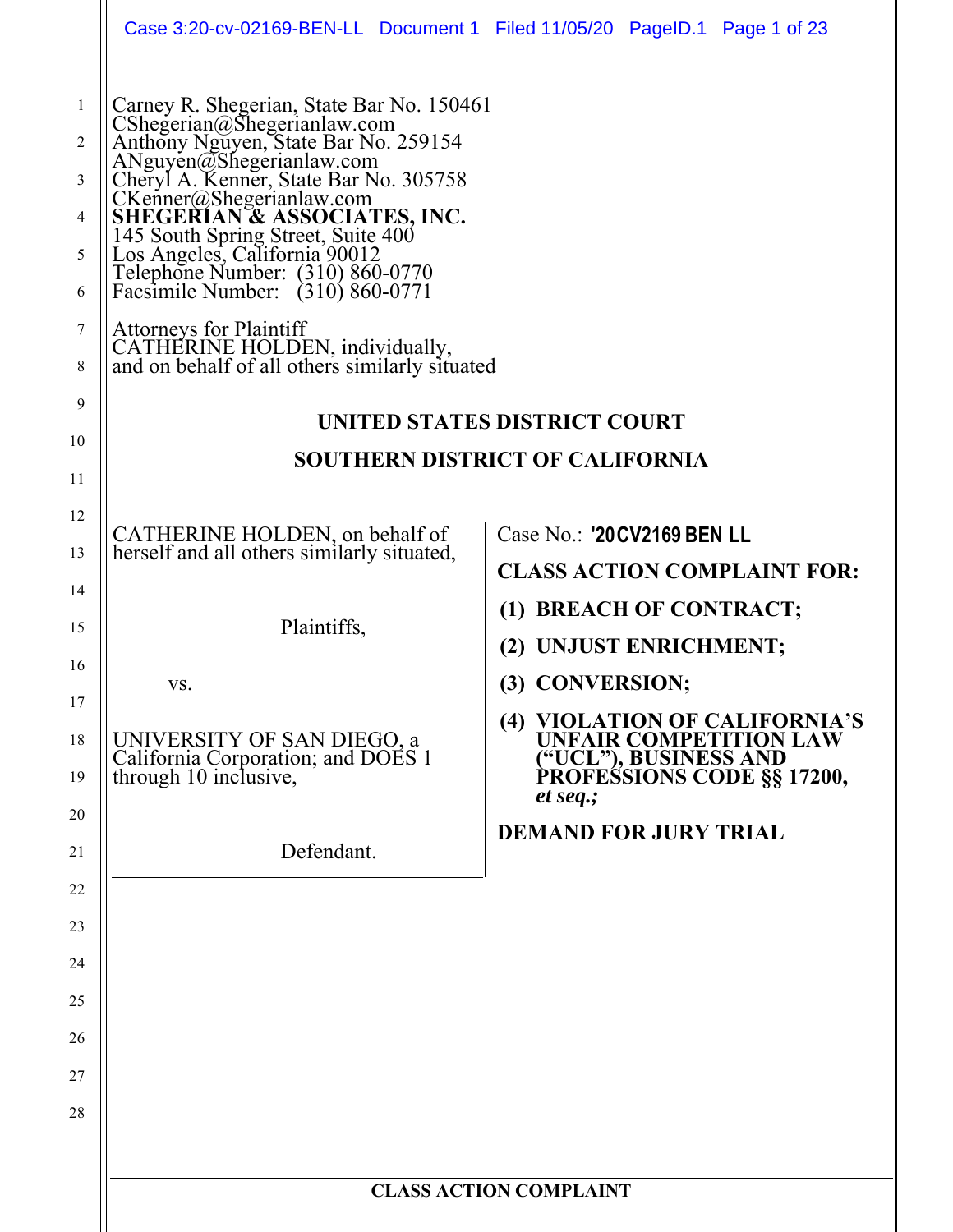Carney R. Shegerian, State Bar No. 150461
CShegerian@Shegerianlaw.com
Anthony Nguyen, State Bar No. 259154
ANguyen@Shegerianlaw.com
Cheryl A. Kenner, State Bar No. 305758
CKenner@Shegerianlaw.com
**SHEGERIAN & ASSOCIATES, INC.**
145 South Spring Street, Suite 400
Los Angeles, California 90012
Telephone Number: (310) 860-0770
Facsimile Number: (310) 860-0771

Attorneys for Plaintiff
CATHERINE HOLDEN, individually,
and on behalf of all others similarly situated

**UNITED STATES DISTRICT COURT**

**SOUTHERN DISTRICT OF CALIFORNIA**

CATHERINE HOLDEN, on behalf of herself and all others similarly situated,

Plaintiffs,

vs.

UNIVERSITY OF SAN DIEGO, a California Corporation; and DOES 1 through 10 inclusive,

Defendant.

Case No.: **'20CV2169 BEN LL**

**CLASS ACTION COMPLAINT FOR:**

**(1) BREACH OF CONTRACT;**

**(2) UNJUST ENRICHMENT;**

**(3) CONVERSION;**

**(4) VIOLATION OF CALIFORNIA'S UNFAIR COMPETITION LAW ("UCL"), BUSINESS AND PROFESSIONS CODE §§ 17200, *et seq.*;**

**DEMAND FOR JURY TRIAL**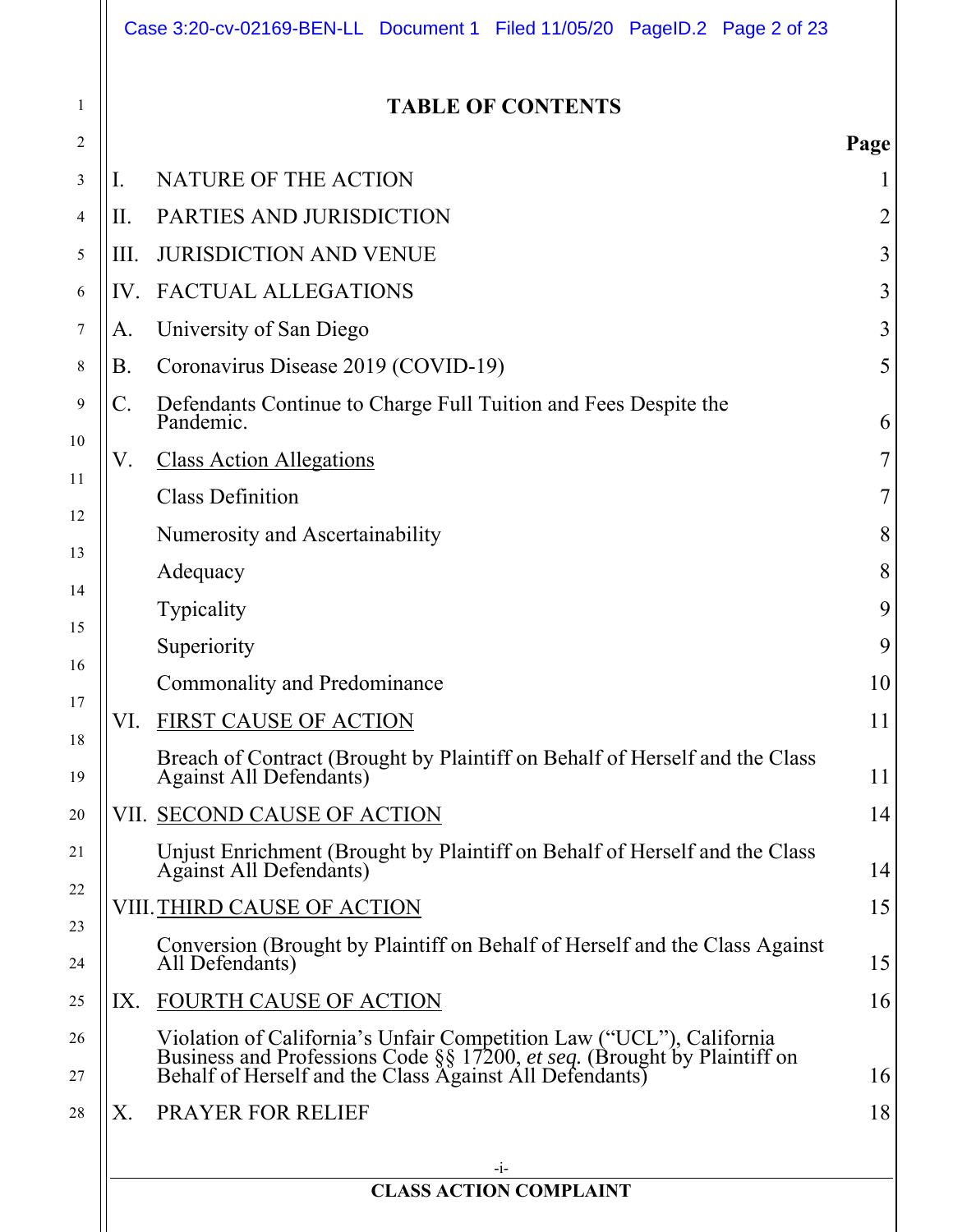## TABLE OF CONTENTS

| | | Page |
|---|---|---|
| I. | NATURE OF THE ACTION | 1 |
| II. | PARTIES AND JURISDICTION | 2 |
| III. | JURISDICTION AND VENUE | 3 |
| IV. | FACTUAL ALLEGATIONS | 3 |
| A. | University of San Diego | 3 |
| B. | Coronavirus Disease 2019 (COVID-19) | 5 |
| C. | Defendants Continue to Charge Full Tuition and Fees Despite the Pandemic. | 6 |
| V. | Class Action Allegations | 7 |
| | Class Definition | 7 |
| | Numerosity and Ascertainability | 8 |
| | Adequacy | 8 |
| | Typicality | 9 |
| | Superiority | 9 |
| | Commonality and Predominance | 10 |
| VI. | FIRST CAUSE OF ACTION | 11 |
| | Breach of Contract (Brought by Plaintiff on Behalf of Herself and the Class Against All Defendants) | 11 |
| VII. | SECOND CAUSE OF ACTION | 14 |
| | Unjust Enrichment (Brought by Plaintiff on Behalf of Herself and the Class Against All Defendants) | 14 |
| VIII. | THIRD CAUSE OF ACTION | 15 |
| | Conversion (Brought by Plaintiff on Behalf of Herself and the Class Against All Defendants) | 15 |
| IX. | FOURTH CAUSE OF ACTION | 16 |
| | Violation of California's Unfair Competition Law ("UCL"), California Business and Professions Code §§ 17200, *et seq.* (Brought by Plaintiff on Behalf of Herself and the Class Against All Defendants) | 16 |
| X. | PRAYER FOR RELIEF | 18 |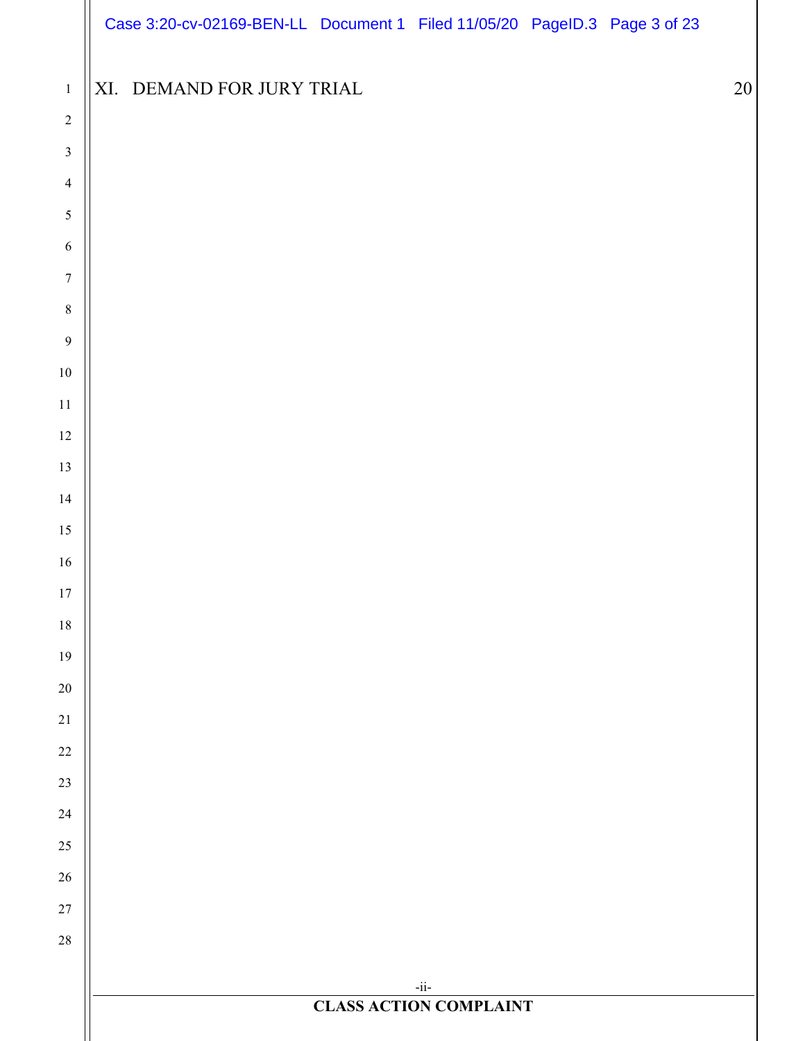XI. DEMAND FOR JURY TRIAL 20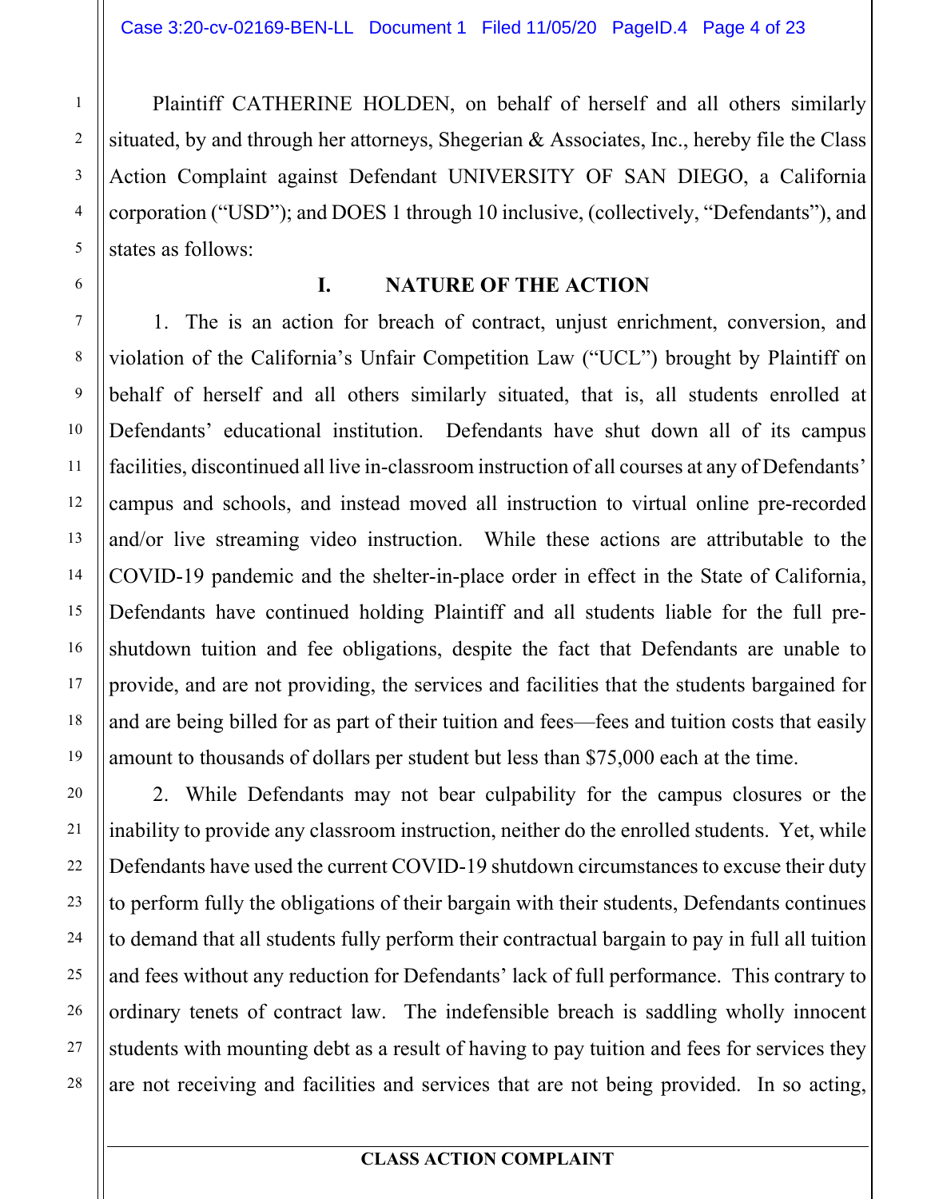Plaintiff CATHERINE HOLDEN, on behalf of herself and all others similarly situated, by and through her attorneys, Shegerian & Associates, Inc., hereby file the Class Action Complaint against Defendant UNIVERSITY OF SAN DIEGO, a California corporation ("USD"); and DOES 1 through 10 inclusive, (collectively, "Defendants"), and states as follows:

## I. NATURE OF THE ACTION

1. The is an action for breach of contract, unjust enrichment, conversion, and violation of the California's Unfair Competition Law ("UCL") brought by Plaintiff on behalf of herself and all others similarly situated, that is, all students enrolled at Defendants' educational institution. Defendants have shut down all of its campus facilities, discontinued all live in-classroom instruction of all courses at any of Defendants' campus and schools, and instead moved all instruction to virtual online pre-recorded and/or live streaming video instruction. While these actions are attributable to the COVID-19 pandemic and the shelter-in-place order in effect in the State of California, Defendants have continued holding Plaintiff and all students liable for the full pre-shutdown tuition and fee obligations, despite the fact that Defendants are unable to provide, and are not providing, the services and facilities that the students bargained for and are being billed for as part of their tuition and fees—fees and tuition costs that easily amount to thousands of dollars per student but less than $75,000 each at the time.

2. While Defendants may not bear culpability for the campus closures or the inability to provide any classroom instruction, neither do the enrolled students. Yet, while Defendants have used the current COVID-19 shutdown circumstances to excuse their duty to perform fully the obligations of their bargain with their students, Defendants continues to demand that all students fully perform their contractual bargain to pay in full all tuition and fees without any reduction for Defendants' lack of full performance. This contrary to ordinary tenets of contract law. The indefensible breach is saddling wholly innocent students with mounting debt as a result of having to pay tuition and fees for services they are not receiving and facilities and services that are not being provided. In so acting,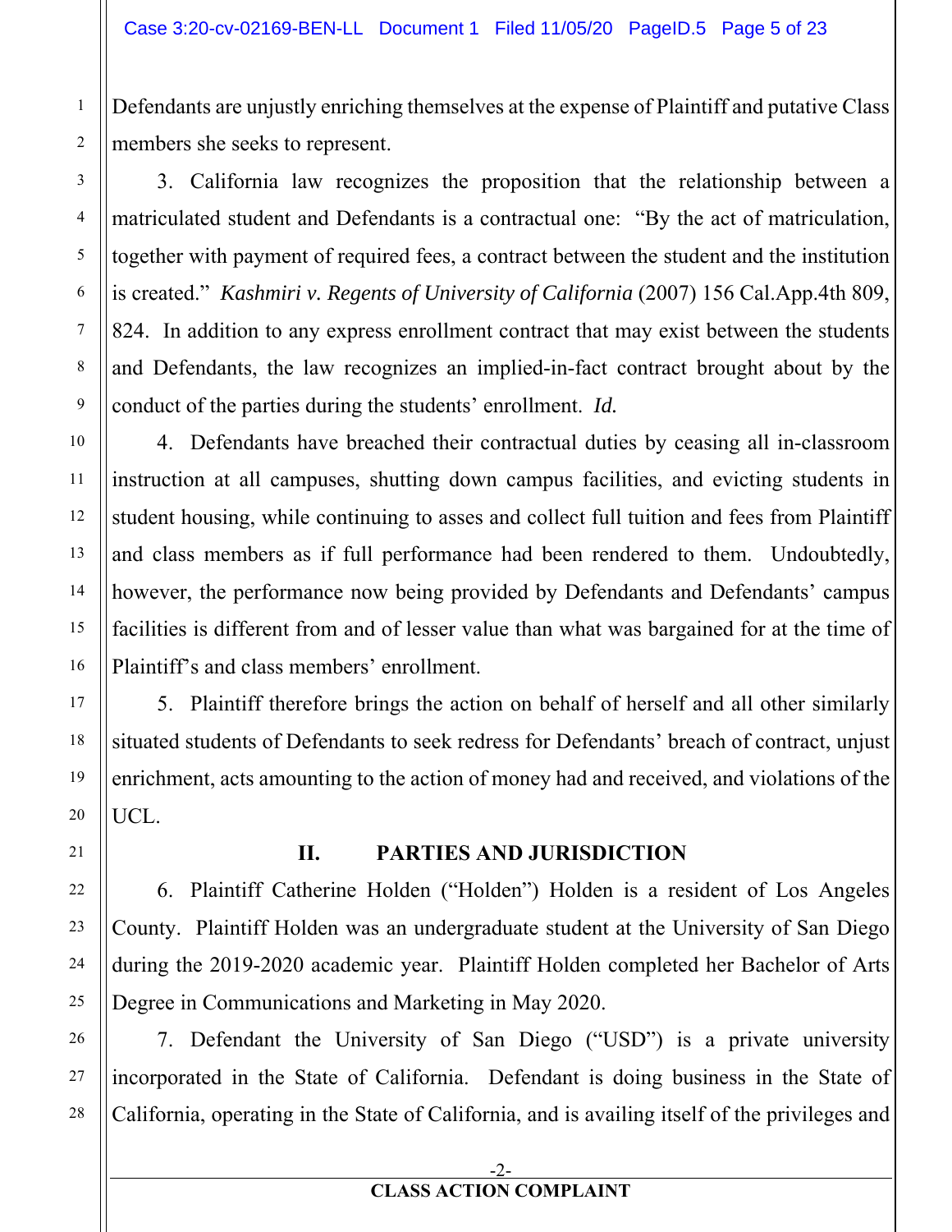Defendants are unjustly enriching themselves at the expense of Plaintiff and putative Class members she seeks to represent.

3. California law recognizes the proposition that the relationship between a matriculated student and Defendants is a contractual one: "By the act of matriculation, together with payment of required fees, a contract between the student and the institution is created." *Kashmiri v. Regents of University of California* (2007) 156 Cal.App.4th 809, 824. In addition to any express enrollment contract that may exist between the students and Defendants, the law recognizes an implied-in-fact contract brought about by the conduct of the parties during the students' enrollment. *Id.*

4. Defendants have breached their contractual duties by ceasing all in-classroom instruction at all campuses, shutting down campus facilities, and evicting students in student housing, while continuing to asses and collect full tuition and fees from Plaintiff and class members as if full performance had been rendered to them. Undoubtedly, however, the performance now being provided by Defendants and Defendants' campus facilities is different from and of lesser value than what was bargained for at the time of Plaintiff's and class members' enrollment.

5. Plaintiff therefore brings the action on behalf of herself and all other similarly situated students of Defendants to seek redress for Defendants' breach of contract, unjust enrichment, acts amounting to the action of money had and received, and violations of the UCL.

## II. PARTIES AND JURISDICTION

6. Plaintiff Catherine Holden ("Holden") Holden is a resident of Los Angeles County. Plaintiff Holden was an undergraduate student at the University of San Diego during the 2019-2020 academic year. Plaintiff Holden completed her Bachelor of Arts Degree in Communications and Marketing in May 2020.

7. Defendant the University of San Diego ("USD") is a private university incorporated in the State of California. Defendant is doing business in the State of California, operating in the State of California, and is availing itself of the privileges and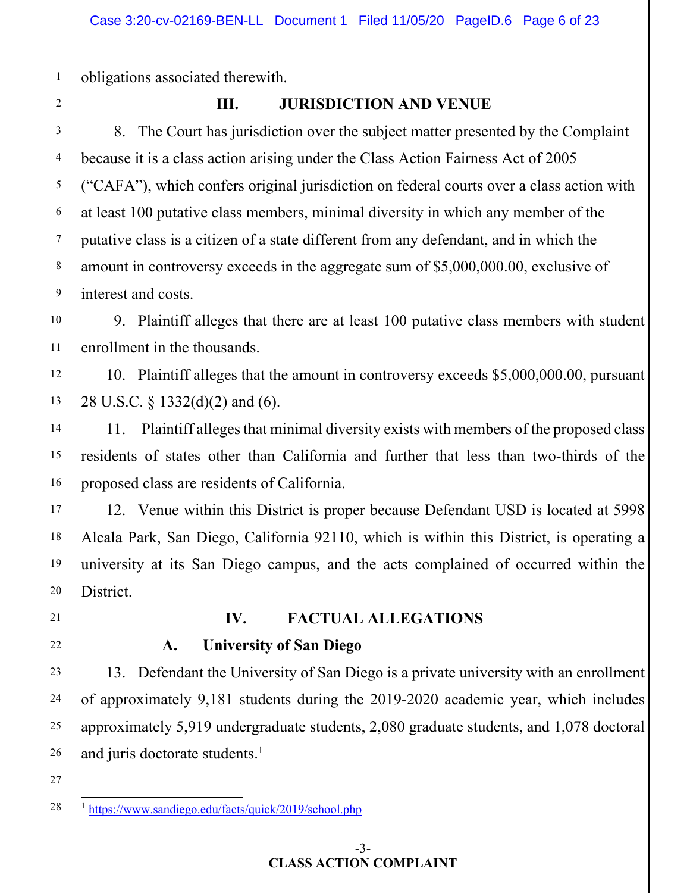obligations associated therewith.

## III. JURISDICTION AND VENUE

8. The Court has jurisdiction over the subject matter presented by the Complaint because it is a class action arising under the Class Action Fairness Act of 2005 ("CAFA"), which confers original jurisdiction on federal courts over a class action with at least 100 putative class members, minimal diversity in which any member of the putative class is a citizen of a state different from any defendant, and in which the amount in controversy exceeds in the aggregate sum of $5,000,000.00, exclusive of interest and costs.

9. Plaintiff alleges that there are at least 100 putative class members with student enrollment in the thousands.

10. Plaintiff alleges that the amount in controversy exceeds $5,000,000.00, pursuant 28 U.S.C. § 1332(d)(2) and (6).

11. Plaintiff alleges that minimal diversity exists with members of the proposed class residents of states other than California and further that less than two-thirds of the proposed class are residents of California.

12. Venue within this District is proper because Defendant USD is located at 5998 Alcala Park, San Diego, California 92110, which is within this District, is operating a university at its San Diego campus, and the acts complained of occurred within the District.

## IV. FACTUAL ALLEGATIONS

### A. University of San Diego

13. Defendant the University of San Diego is a private university with an enrollment of approximately 9,181 students during the 2019-2020 academic year, which includes approximately 5,919 undergraduate students, 2,080 graduate students, and 1,078 doctoral and juris doctorate students.[1]

---

[1] https://www.sandiego.edu/facts/quick/2019/school.php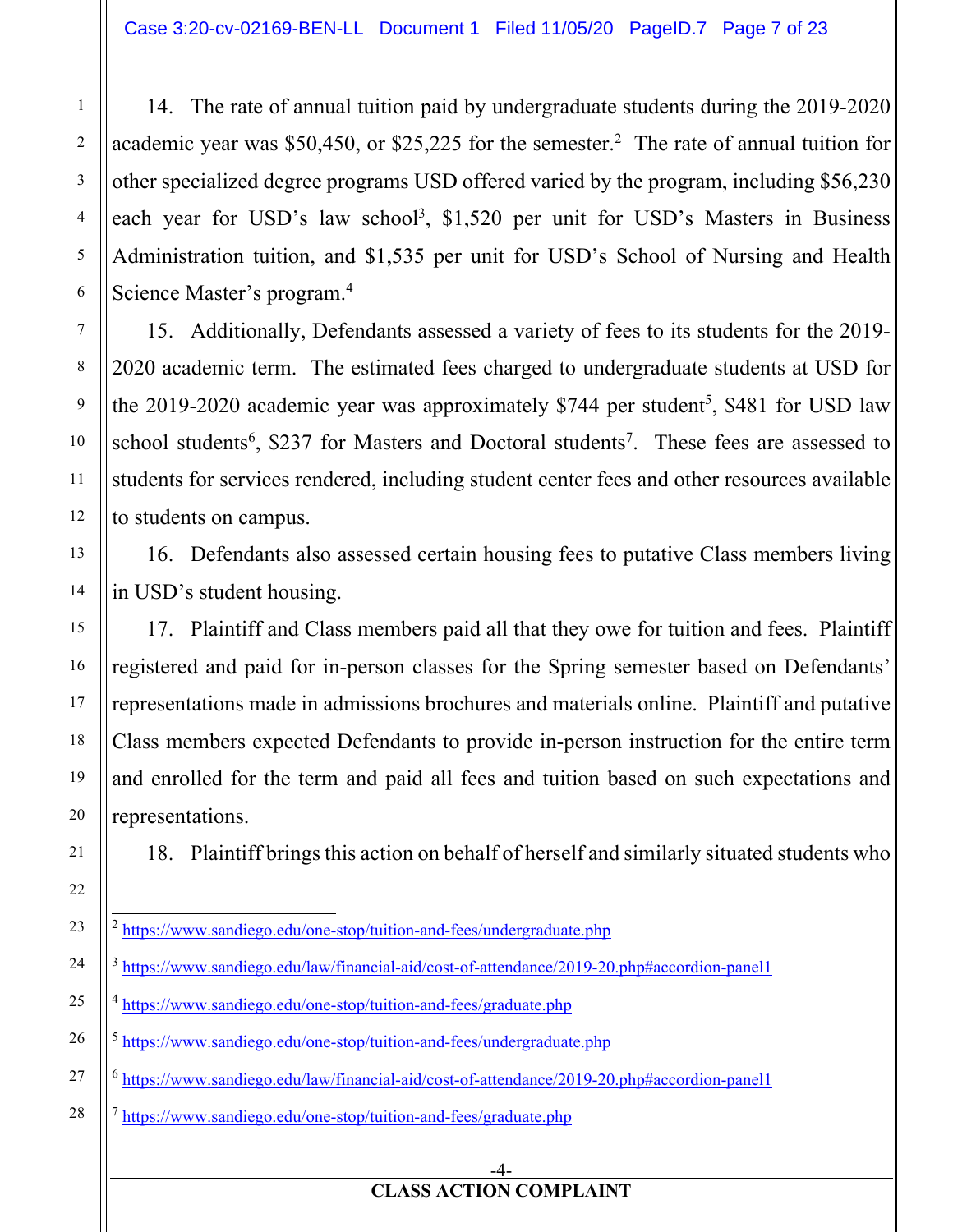14. The rate of annual tuition paid by undergraduate students during the 2019-2020 academic year was $50,450, or $25,225 for the semester.[2] The rate of annual tuition for other specialized degree programs USD offered varied by the program, including $56,230 each year for USD's law school[3], $1,520 per unit for USD's Masters in Business Administration tuition, and $1,535 per unit for USD's School of Nursing and Health Science Master's program.[4]

15. Additionally, Defendants assessed a variety of fees to its students for the 2019-2020 academic term. The estimated fees charged to undergraduate students at USD for the 2019-2020 academic year was approximately $744 per student[5], $481 for USD law school students[6], $237 for Masters and Doctoral students[7]. These fees are assessed to students for services rendered, including student center fees and other resources available to students on campus.

16. Defendants also assessed certain housing fees to putative Class members living in USD's student housing.

17. Plaintiff and Class members paid all that they owe for tuition and fees. Plaintiff registered and paid for in-person classes for the Spring semester based on Defendants' representations made in admissions brochures and materials online. Plaintiff and putative Class members expected Defendants to provide in-person instruction for the entire term and enrolled for the term and paid all fees and tuition based on such expectations and representations.

18. Plaintiff brings this action on behalf of herself and similarly situated students who

---

[2] https://www.sandiego.edu/one-stop/tuition-and-fees/undergraduate.php

[3] https://www.sandiego.edu/law/financial-aid/cost-of-attendance/2019-20.php#accordion-panel1

[4] https://www.sandiego.edu/one-stop/tuition-and-fees/graduate.php

[5] https://www.sandiego.edu/one-stop/tuition-and-fees/undergraduate.php

[6] https://www.sandiego.edu/law/financial-aid/cost-of-attendance/2019-20.php#accordion-panel1

[7] https://www.sandiego.edu/one-stop/tuition-and-fees/graduate.php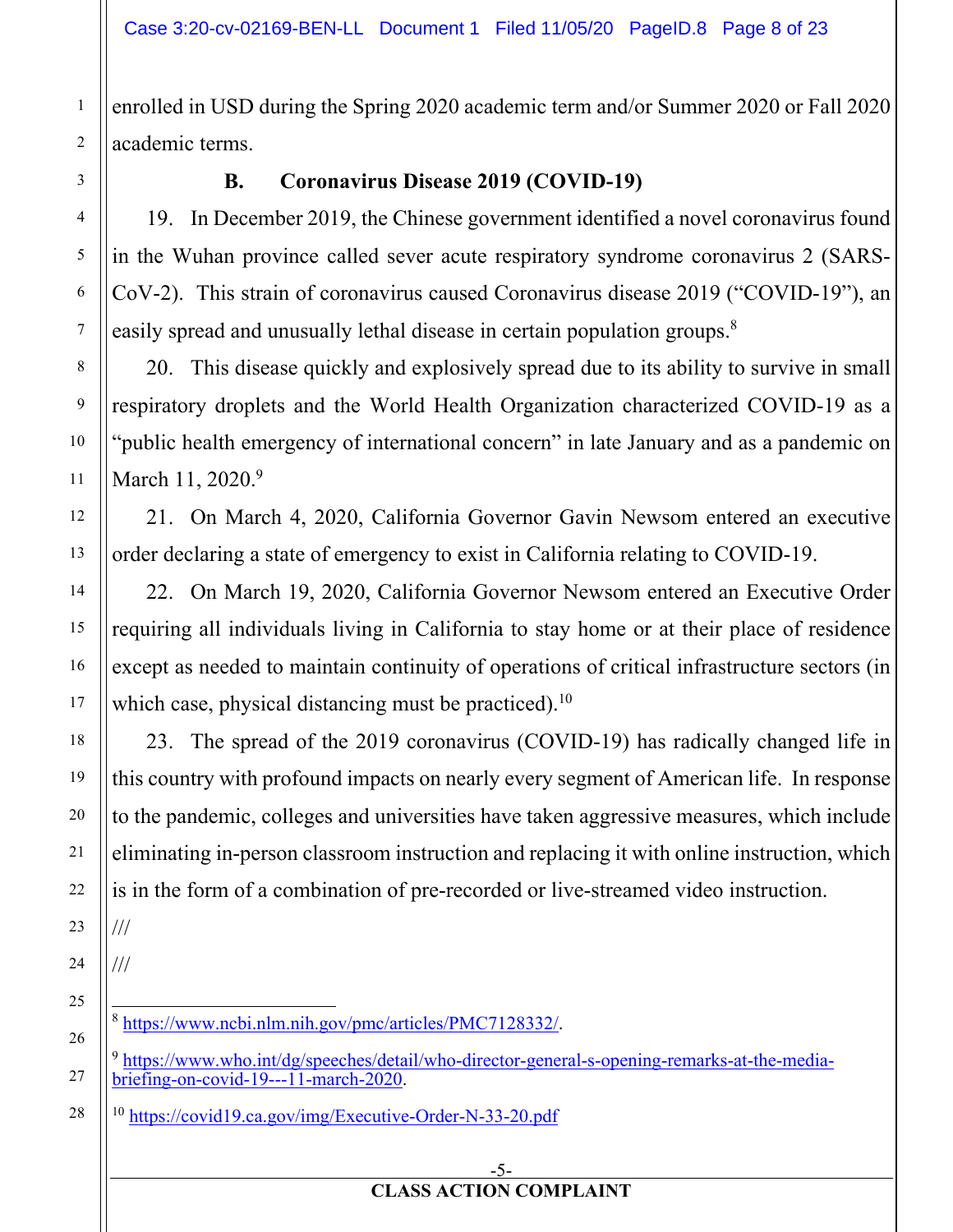enrolled in USD during the Spring 2020 academic term and/or Summer 2020 or Fall 2020 academic terms.

### B. Coronavirus Disease 2019 (COVID-19)

19. In December 2019, the Chinese government identified a novel coronavirus found in the Wuhan province called sever acute respiratory syndrome coronavirus 2 (SARS-CoV-2). This strain of coronavirus caused Coronavirus disease 2019 ("COVID-19"), an easily spread and unusually lethal disease in certain population groups.[8]

20. This disease quickly and explosively spread due to its ability to survive in small respiratory droplets and the World Health Organization characterized COVID-19 as a "public health emergency of international concern" in late January and as a pandemic on March 11, 2020.[9]

21. On March 4, 2020, California Governor Gavin Newsom entered an executive order declaring a state of emergency to exist in California relating to COVID-19.

22. On March 19, 2020, California Governor Newsom entered an Executive Order requiring all individuals living in California to stay home or at their place of residence except as needed to maintain continuity of operations of critical infrastructure sectors (in which case, physical distancing must be practiced).[10]

23. The spread of the 2019 coronavirus (COVID-19) has radically changed life in this country with profound impacts on nearly every segment of American life. In response to the pandemic, colleges and universities have taken aggressive measures, which include eliminating in-person classroom instruction and replacing it with online instruction, which is in the form of a combination of pre-recorded or live-streamed video instruction.

///

///

---

[8] https://www.ncbi.nlm.nih.gov/pmc/articles/PMC7128332/.

[9] https://www.who.int/dg/speeches/detail/who-director-general-s-opening-remarks-at-the-media-briefing-on-covid-19---11-march-2020.

[10] https://covid19.ca.gov/img/Executive-Order-N-33-20.pdf

CLASS ACTION COMPLAINT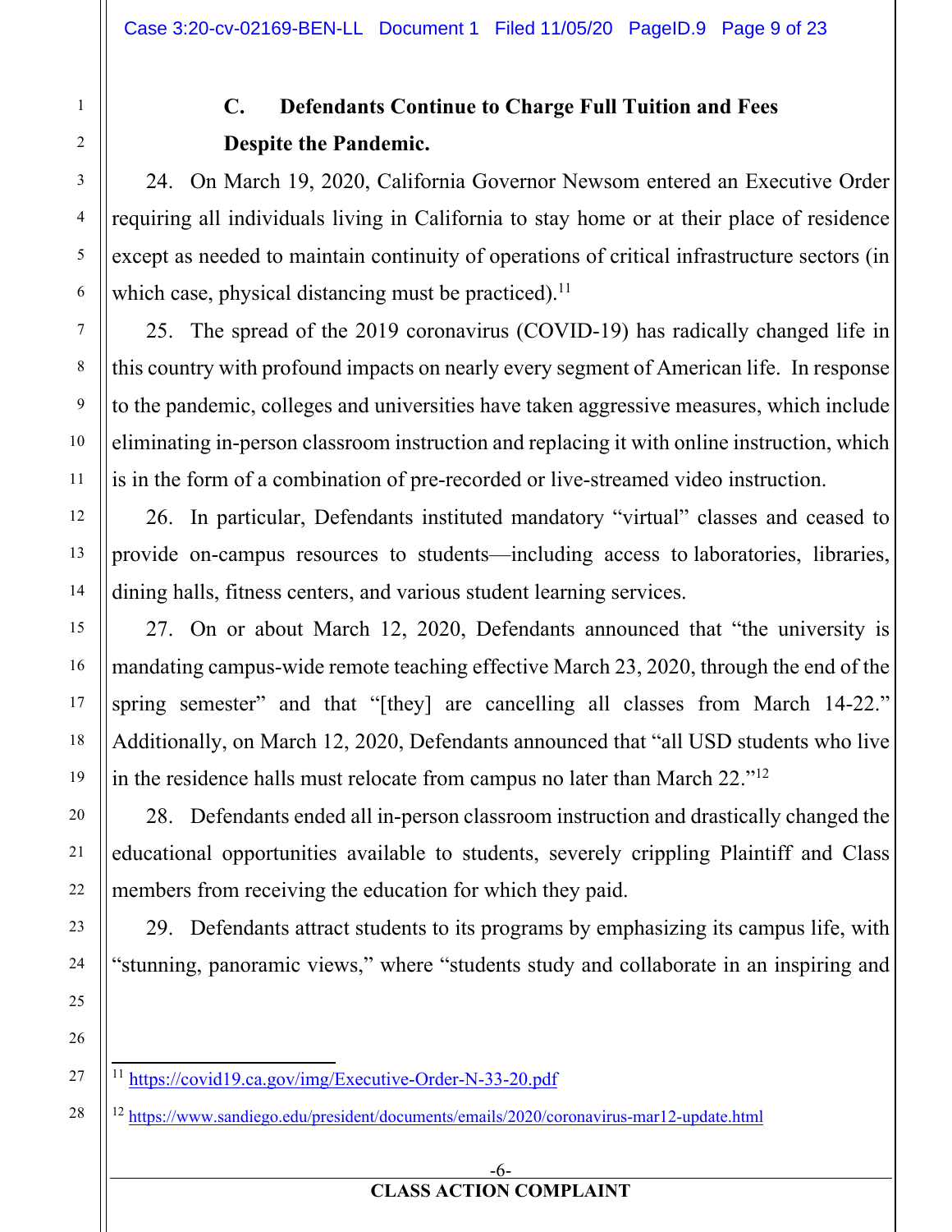### C. Defendants Continue to Charge Full Tuition and Fees Despite the Pandemic.

24. On March 19, 2020, California Governor Newsom entered an Executive Order requiring all individuals living in California to stay home or at their place of residence except as needed to maintain continuity of operations of critical infrastructure sectors (in which case, physical distancing must be practiced).[11]

25. The spread of the 2019 coronavirus (COVID-19) has radically changed life in this country with profound impacts on nearly every segment of American life. In response to the pandemic, colleges and universities have taken aggressive measures, which include eliminating in-person classroom instruction and replacing it with online instruction, which is in the form of a combination of pre-recorded or live-streamed video instruction.

26. In particular, Defendants instituted mandatory "virtual" classes and ceased to provide on-campus resources to students—including access to laboratories, libraries, dining halls, fitness centers, and various student learning services.

27. On or about March 12, 2020, Defendants announced that "the university is mandating campus-wide remote teaching effective March 23, 2020, through the end of the spring semester" and that "[they] are cancelling all classes from March 14-22." Additionally, on March 12, 2020, Defendants announced that "all USD students who live in the residence halls must relocate from campus no later than March 22."[12]

28. Defendants ended all in-person classroom instruction and drastically changed the educational opportunities available to students, severely crippling Plaintiff and Class members from receiving the education for which they paid.

29. Defendants attract students to its programs by emphasizing its campus life, with "stunning, panoramic views," where "students study and collaborate in an inspiring and

---

[11] https://covid19.ca.gov/img/Executive-Order-N-33-20.pdf

[12] https://www.sandiego.edu/president/documents/emails/2020/coronavirus-mar12-update.html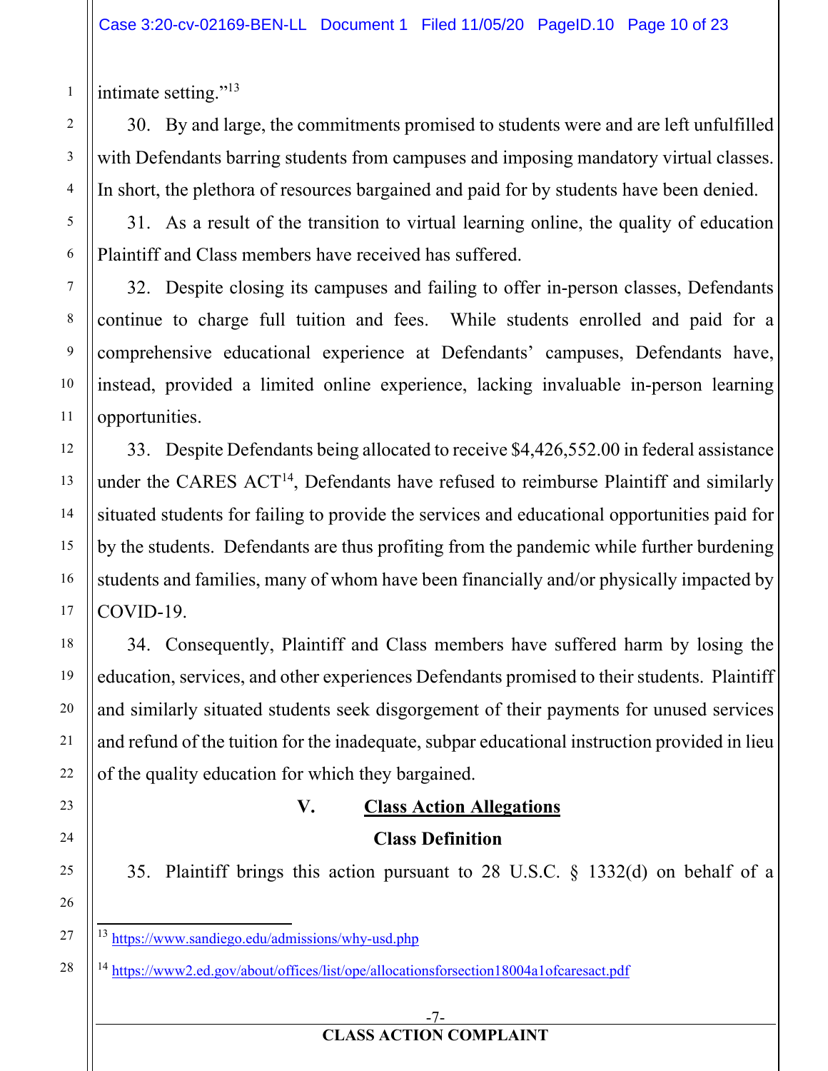intimate setting."[13]

30. By and large, the commitments promised to students were and are left unfulfilled with Defendants barring students from campuses and imposing mandatory virtual classes. In short, the plethora of resources bargained and paid for by students have been denied.

31. As a result of the transition to virtual learning online, the quality of education Plaintiff and Class members have received has suffered.

32. Despite closing its campuses and failing to offer in-person classes, Defendants continue to charge full tuition and fees. While students enrolled and paid for a comprehensive educational experience at Defendants' campuses, Defendants have, instead, provided a limited online experience, lacking invaluable in-person learning opportunities.

33. Despite Defendants being allocated to receive $4,426,552.00 in federal assistance under the CARES ACT[14], Defendants have refused to reimburse Plaintiff and similarly situated students for failing to provide the services and educational opportunities paid for by the students. Defendants are thus profiting from the pandemic while further burdening students and families, many of whom have been financially and/or physically impacted by COVID-19.

34. Consequently, Plaintiff and Class members have suffered harm by losing the education, services, and other experiences Defendants promised to their students. Plaintiff and similarly situated students seek disgorgement of their payments for unused services and refund of the tuition for the inadequate, subpar educational instruction provided in lieu of the quality education for which they bargained.

## V. Class Action Allegations

### Class Definition

35. Plaintiff brings this action pursuant to 28 U.S.C. § 1332(d) on behalf of a

---

[13] https://www.sandiego.edu/admissions/why-usd.php

[14] https://www2.ed.gov/about/offices/list/ope/allocationsforsection18004a1ofcaresact.pdf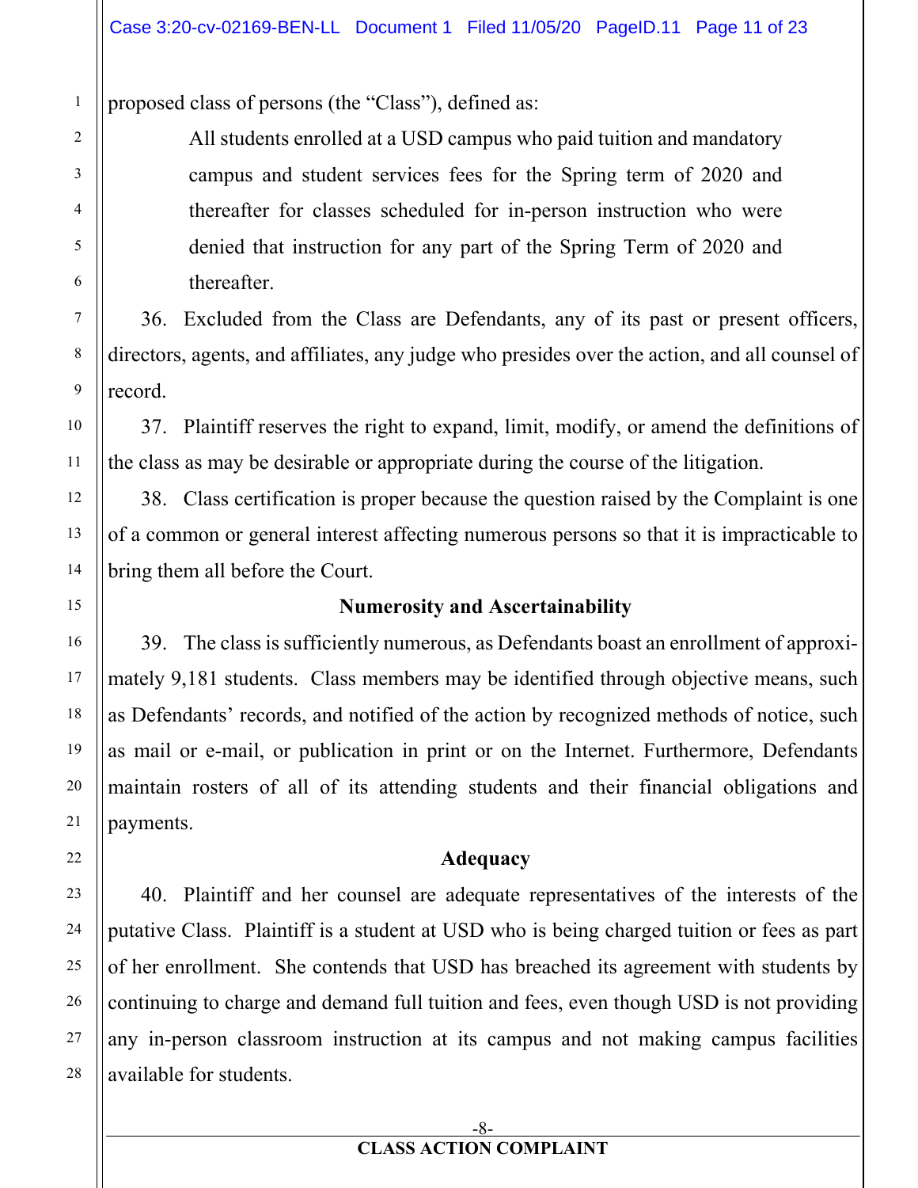proposed class of persons (the "Class"), defined as:

> All students enrolled at a USD campus who paid tuition and mandatory campus and student services fees for the Spring term of 2020 and thereafter for classes scheduled for in-person instruction who were denied that instruction for any part of the Spring Term of 2020 and thereafter.

36. Excluded from the Class are Defendants, any of its past or present officers, directors, agents, and affiliates, any judge who presides over the action, and all counsel of record.

37. Plaintiff reserves the right to expand, limit, modify, or amend the definitions of the class as may be desirable or appropriate during the course of the litigation.

38. Class certification is proper because the question raised by the Complaint is one of a common or general interest affecting numerous persons so that it is impracticable to bring them all before the Court.

**Numerosity and Ascertainability**

39. The class is sufficiently numerous, as Defendants boast an enrollment of approximately 9,181 students. Class members may be identified through objective means, such as Defendants' records, and notified of the action by recognized methods of notice, such as mail or e-mail, or publication in print or on the Internet. Furthermore, Defendants maintain rosters of all of its attending students and their financial obligations and payments.

**Adequacy**

40. Plaintiff and her counsel are adequate representatives of the interests of the putative Class. Plaintiff is a student at USD who is being charged tuition or fees as part of her enrollment. She contends that USD has breached its agreement with students by continuing to charge and demand full tuition and fees, even though USD is not providing any in-person classroom instruction at its campus and not making campus facilities available for students.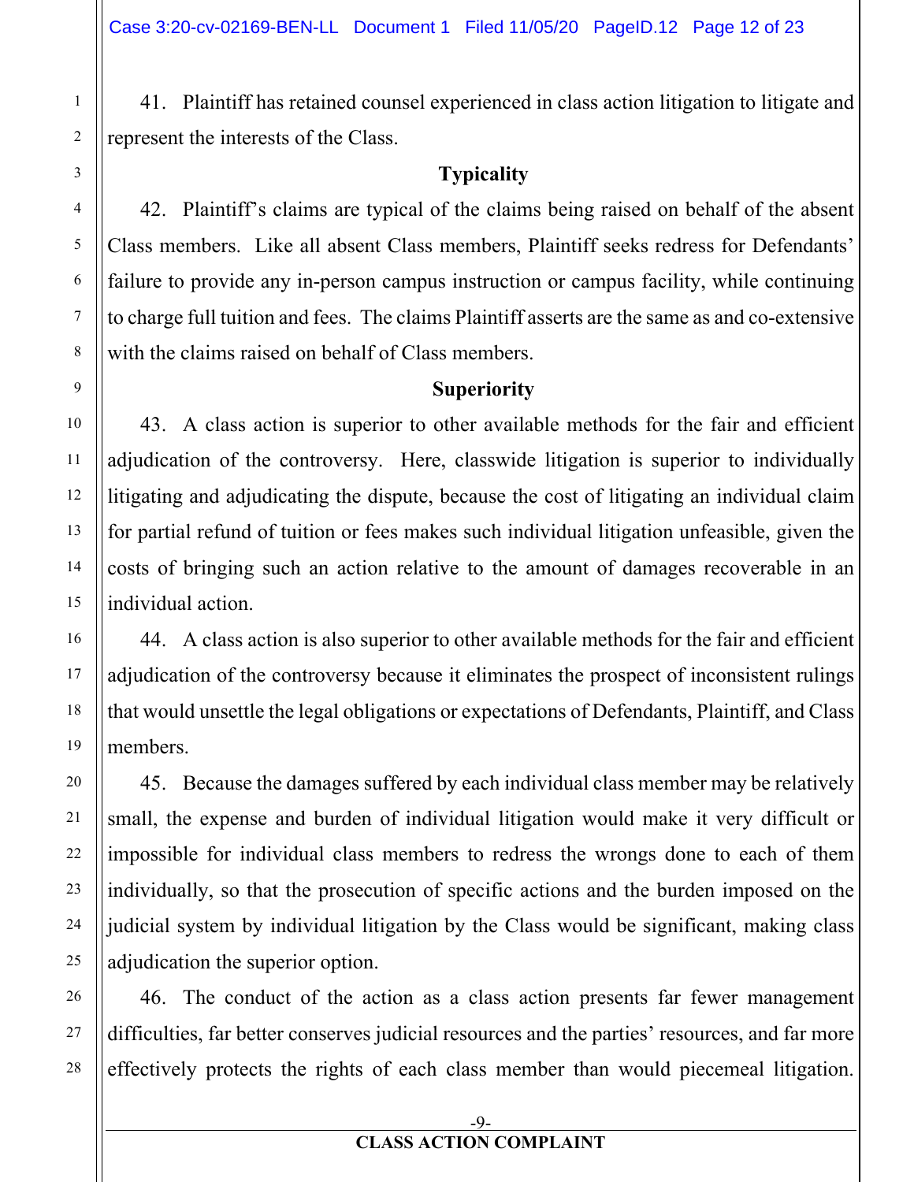41. Plaintiff has retained counsel experienced in class action litigation to litigate and represent the interests of the Class.

**Typicality**

42. Plaintiff's claims are typical of the claims being raised on behalf of the absent Class members. Like all absent Class members, Plaintiff seeks redress for Defendants' failure to provide any in-person campus instruction or campus facility, while continuing to charge full tuition and fees. The claims Plaintiff asserts are the same as and co-extensive with the claims raised on behalf of Class members.

**Superiority**

43. A class action is superior to other available methods for the fair and efficient adjudication of the controversy. Here, classwide litigation is superior to individually litigating and adjudicating the dispute, because the cost of litigating an individual claim for partial refund of tuition or fees makes such individual litigation unfeasible, given the costs of bringing such an action relative to the amount of damages recoverable in an individual action.

44. A class action is also superior to other available methods for the fair and efficient adjudication of the controversy because it eliminates the prospect of inconsistent rulings that would unsettle the legal obligations or expectations of Defendants, Plaintiff, and Class members.

45. Because the damages suffered by each individual class member may be relatively small, the expense and burden of individual litigation would make it very difficult or impossible for individual class members to redress the wrongs done to each of them individually, so that the prosecution of specific actions and the burden imposed on the judicial system by individual litigation by the Class would be significant, making class adjudication the superior option.

46. The conduct of the action as a class action presents far fewer management difficulties, far better conserves judicial resources and the parties' resources, and far more effectively protects the rights of each class member than would piecemeal litigation.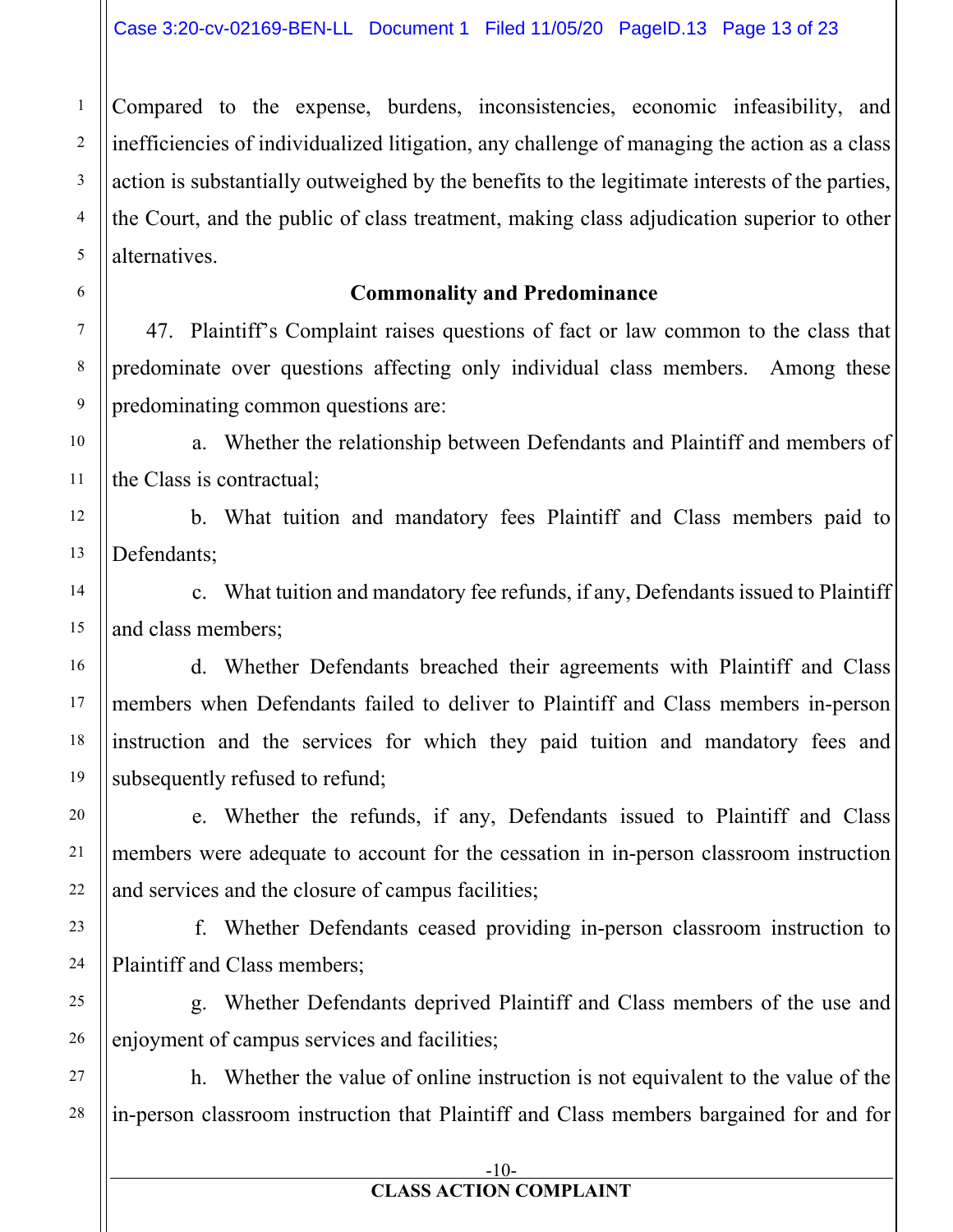Compared to the expense, burdens, inconsistencies, economic infeasibility, and inefficiencies of individualized litigation, any challenge of managing the action as a class action is substantially outweighed by the benefits to the legitimate interests of the parties, the Court, and the public of class treatment, making class adjudication superior to other alternatives.

**Commonality and Predominance**

47. Plaintiff's Complaint raises questions of fact or law common to the class that predominate over questions affecting only individual class members. Among these predominating common questions are:

a. Whether the relationship between Defendants and Plaintiff and members of the Class is contractual;

b. What tuition and mandatory fees Plaintiff and Class members paid to Defendants;

c. What tuition and mandatory fee refunds, if any, Defendants issued to Plaintiff and class members;

d. Whether Defendants breached their agreements with Plaintiff and Class members when Defendants failed to deliver to Plaintiff and Class members in-person instruction and the services for which they paid tuition and mandatory fees and subsequently refused to refund;

e. Whether the refunds, if any, Defendants issued to Plaintiff and Class members were adequate to account for the cessation in in-person classroom instruction and services and the closure of campus facilities;

f. Whether Defendants ceased providing in-person classroom instruction to Plaintiff and Class members;

g. Whether Defendants deprived Plaintiff and Class members of the use and enjoyment of campus services and facilities;

h. Whether the value of online instruction is not equivalent to the value of the in-person classroom instruction that Plaintiff and Class members bargained for and for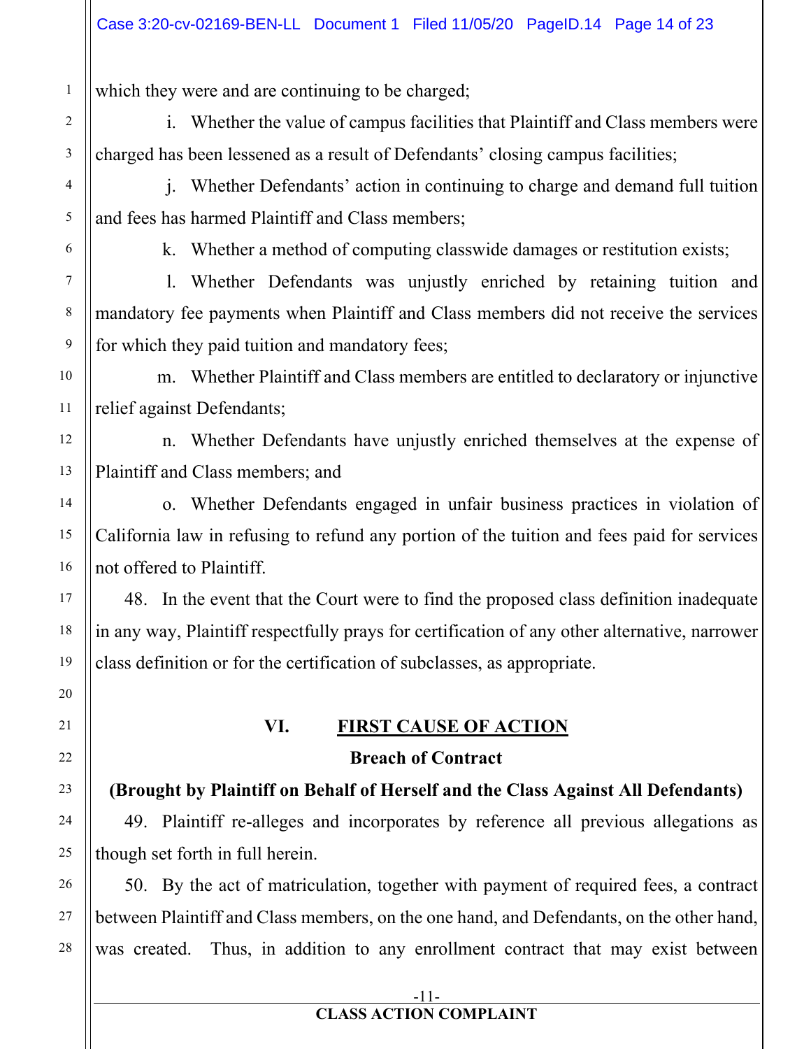which they were and are continuing to be charged;

i. Whether the value of campus facilities that Plaintiff and Class members were charged has been lessened as a result of Defendants' closing campus facilities;

j. Whether Defendants' action in continuing to charge and demand full tuition and fees has harmed Plaintiff and Class members;

k. Whether a method of computing classwide damages or restitution exists;

l. Whether Defendants was unjustly enriched by retaining tuition and mandatory fee payments when Plaintiff and Class members did not receive the services for which they paid tuition and mandatory fees;

m. Whether Plaintiff and Class members are entitled to declaratory or injunctive relief against Defendants;

n. Whether Defendants have unjustly enriched themselves at the expense of Plaintiff and Class members; and

o. Whether Defendants engaged in unfair business practices in violation of California law in refusing to refund any portion of the tuition and fees paid for services not offered to Plaintiff.

48. In the event that the Court were to find the proposed class definition inadequate in any way, Plaintiff respectfully prays for certification of any other alternative, narrower class definition or for the certification of subclasses, as appropriate.

## VI. FIRST CAUSE OF ACTION

### Breach of Contract

### (Brought by Plaintiff on Behalf of Herself and the Class Against All Defendants)

49. Plaintiff re-alleges and incorporates by reference all previous allegations as though set forth in full herein.

50. By the act of matriculation, together with payment of required fees, a contract between Plaintiff and Class members, on the one hand, and Defendants, on the other hand, was created. Thus, in addition to any enrollment contract that may exist between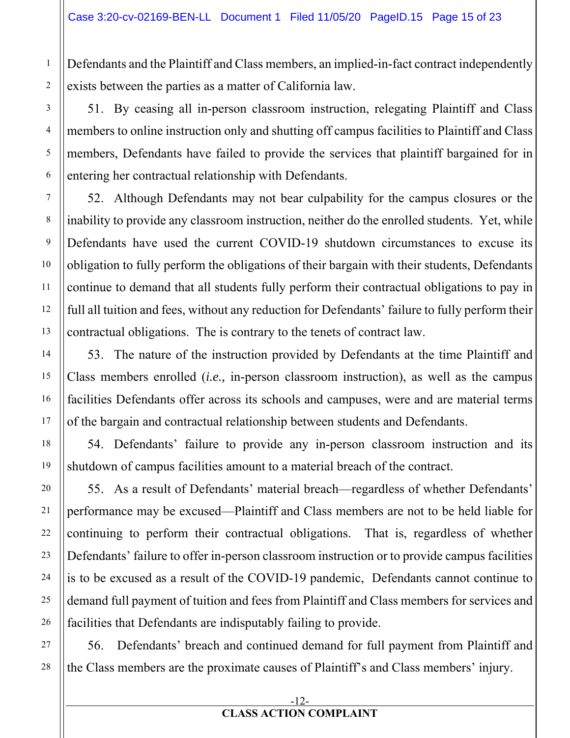Defendants and the Plaintiff and Class members, an implied-in-fact contract independently exists between the parties as a matter of California law.

51. By ceasing all in-person classroom instruction, relegating Plaintiff and Class members to online instruction only and shutting off campus facilities to Plaintiff and Class members, Defendants have failed to provide the services that plaintiff bargained for in entering her contractual relationship with Defendants.

52. Although Defendants may not bear culpability for the campus closures or the inability to provide any classroom instruction, neither do the enrolled students. Yet, while Defendants have used the current COVID-19 shutdown circumstances to excuse its obligation to fully perform the obligations of their bargain with their students, Defendants continue to demand that all students fully perform their contractual obligations to pay in full all tuition and fees, without any reduction for Defendants' failure to fully perform their contractual obligations. The is contrary to the tenets of contract law.

53. The nature of the instruction provided by Defendants at the time Plaintiff and Class members enrolled (*i.e.,* in-person classroom instruction), as well as the campus facilities Defendants offer across its schools and campuses, were and are material terms of the bargain and contractual relationship between students and Defendants.

54. Defendants' failure to provide any in-person classroom instruction and its shutdown of campus facilities amount to a material breach of the contract.

55. As a result of Defendants' material breach—regardless of whether Defendants' performance may be excused—Plaintiff and Class members are not to be held liable for continuing to perform their contractual obligations. That is, regardless of whether Defendants' failure to offer in-person classroom instruction or to provide campus facilities is to be excused as a result of the COVID-19 pandemic, Defendants cannot continue to demand full payment of tuition and fees from Plaintiff and Class members for services and facilities that Defendants are indisputably failing to provide.

56. Defendants' breach and continued demand for full payment from Plaintiff and the Class members are the proximate causes of Plaintiff's and Class members' injury.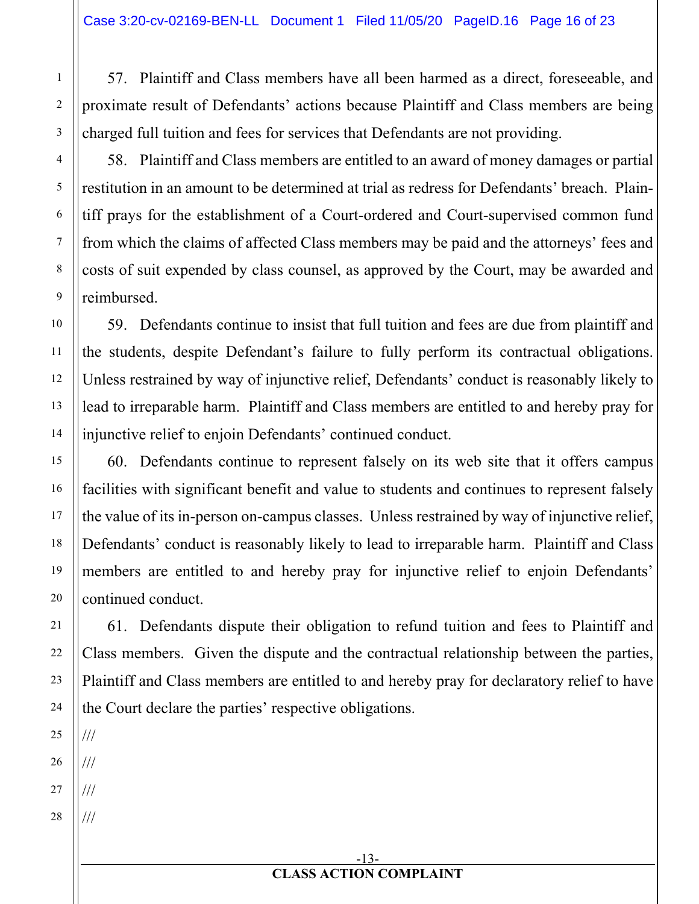57. Plaintiff and Class members have all been harmed as a direct, foreseeable, and proximate result of Defendants' actions because Plaintiff and Class members are being charged full tuition and fees for services that Defendants are not providing.

58. Plaintiff and Class members are entitled to an award of money damages or partial restitution in an amount to be determined at trial as redress for Defendants' breach. Plaintiff prays for the establishment of a Court-ordered and Court-supervised common fund from which the claims of affected Class members may be paid and the attorneys' fees and costs of suit expended by class counsel, as approved by the Court, may be awarded and reimbursed.

59. Defendants continue to insist that full tuition and fees are due from plaintiff and the students, despite Defendant's failure to fully perform its contractual obligations. Unless restrained by way of injunctive relief, Defendants' conduct is reasonably likely to lead to irreparable harm. Plaintiff and Class members are entitled to and hereby pray for injunctive relief to enjoin Defendants' continued conduct.

60. Defendants continue to represent falsely on its web site that it offers campus facilities with significant benefit and value to students and continues to represent falsely the value of its in-person on-campus classes. Unless restrained by way of injunctive relief, Defendants' conduct is reasonably likely to lead to irreparable harm. Plaintiff and Class members are entitled to and hereby pray for injunctive relief to enjoin Defendants' continued conduct.

61. Defendants dispute their obligation to refund tuition and fees to Plaintiff and Class members. Given the dispute and the contractual relationship between the parties, Plaintiff and Class members are entitled to and hereby pray for declaratory relief to have the Court declare the parties' respective obligations.

///

///

///

///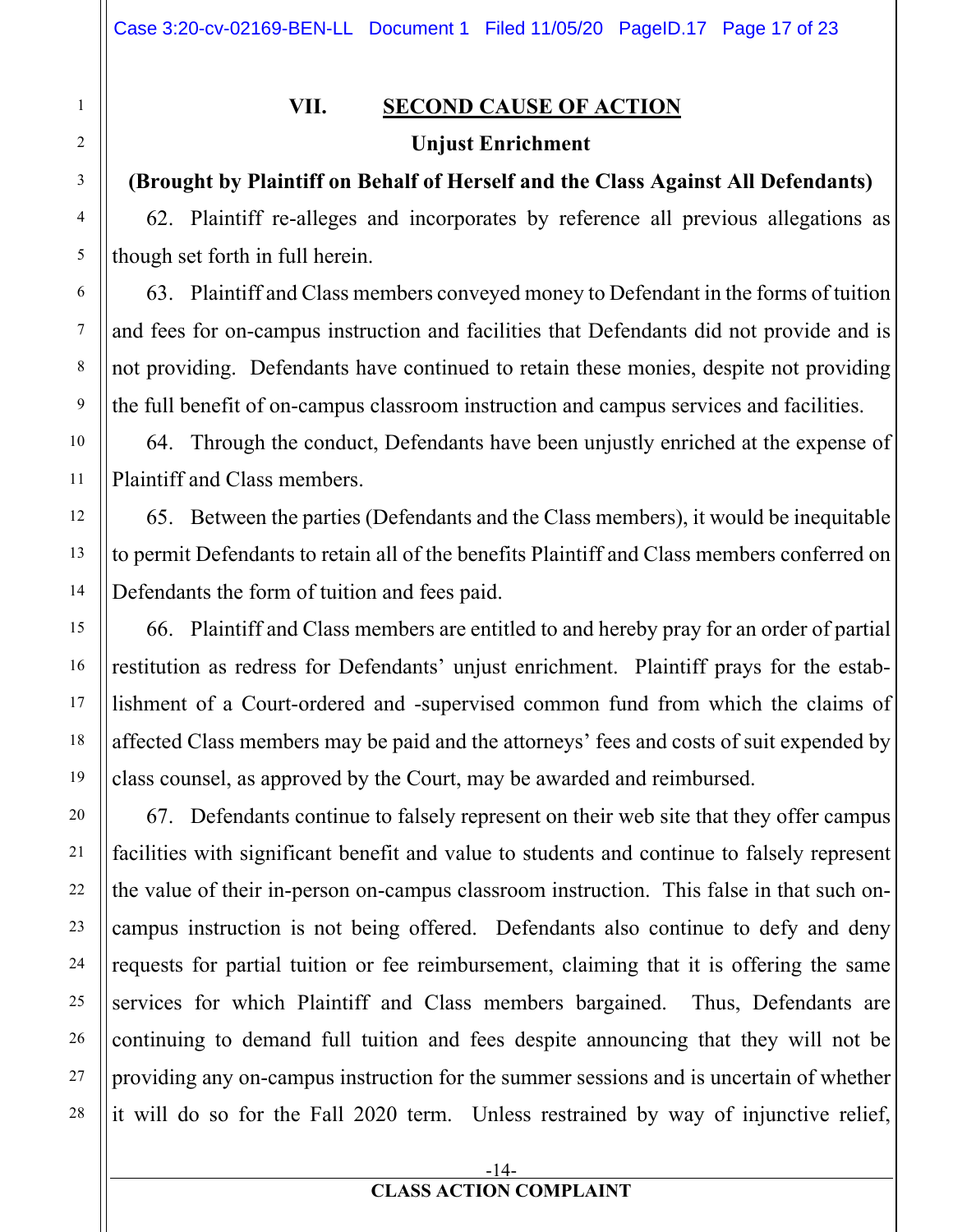## VII. SECOND CAUSE OF ACTION

**Unjust Enrichment**

**(Brought by Plaintiff on Behalf of Herself and the Class Against All Defendants)**

62. Plaintiff re-alleges and incorporates by reference all previous allegations as though set forth in full herein.

63. Plaintiff and Class members conveyed money to Defendant in the forms of tuition and fees for on-campus instruction and facilities that Defendants did not provide and is not providing. Defendants have continued to retain these monies, despite not providing the full benefit of on-campus classroom instruction and campus services and facilities.

64. Through the conduct, Defendants have been unjustly enriched at the expense of Plaintiff and Class members.

65. Between the parties (Defendants and the Class members), it would be inequitable to permit Defendants to retain all of the benefits Plaintiff and Class members conferred on Defendants the form of tuition and fees paid.

66. Plaintiff and Class members are entitled to and hereby pray for an order of partial restitution as redress for Defendants' unjust enrichment. Plaintiff prays for the establishment of a Court-ordered and -supervised common fund from which the claims of affected Class members may be paid and the attorneys' fees and costs of suit expended by class counsel, as approved by the Court, may be awarded and reimbursed.

67. Defendants continue to falsely represent on their web site that they offer campus facilities with significant benefit and value to students and continue to falsely represent the value of their in-person on-campus classroom instruction. This false in that such on-campus instruction is not being offered. Defendants also continue to defy and deny requests for partial tuition or fee reimbursement, claiming that it is offering the same services for which Plaintiff and Class members bargained. Thus, Defendants are continuing to demand full tuition and fees despite announcing that they will not be providing any on-campus instruction for the summer sessions and is uncertain of whether it will do so for the Fall 2020 term. Unless restrained by way of injunctive relief,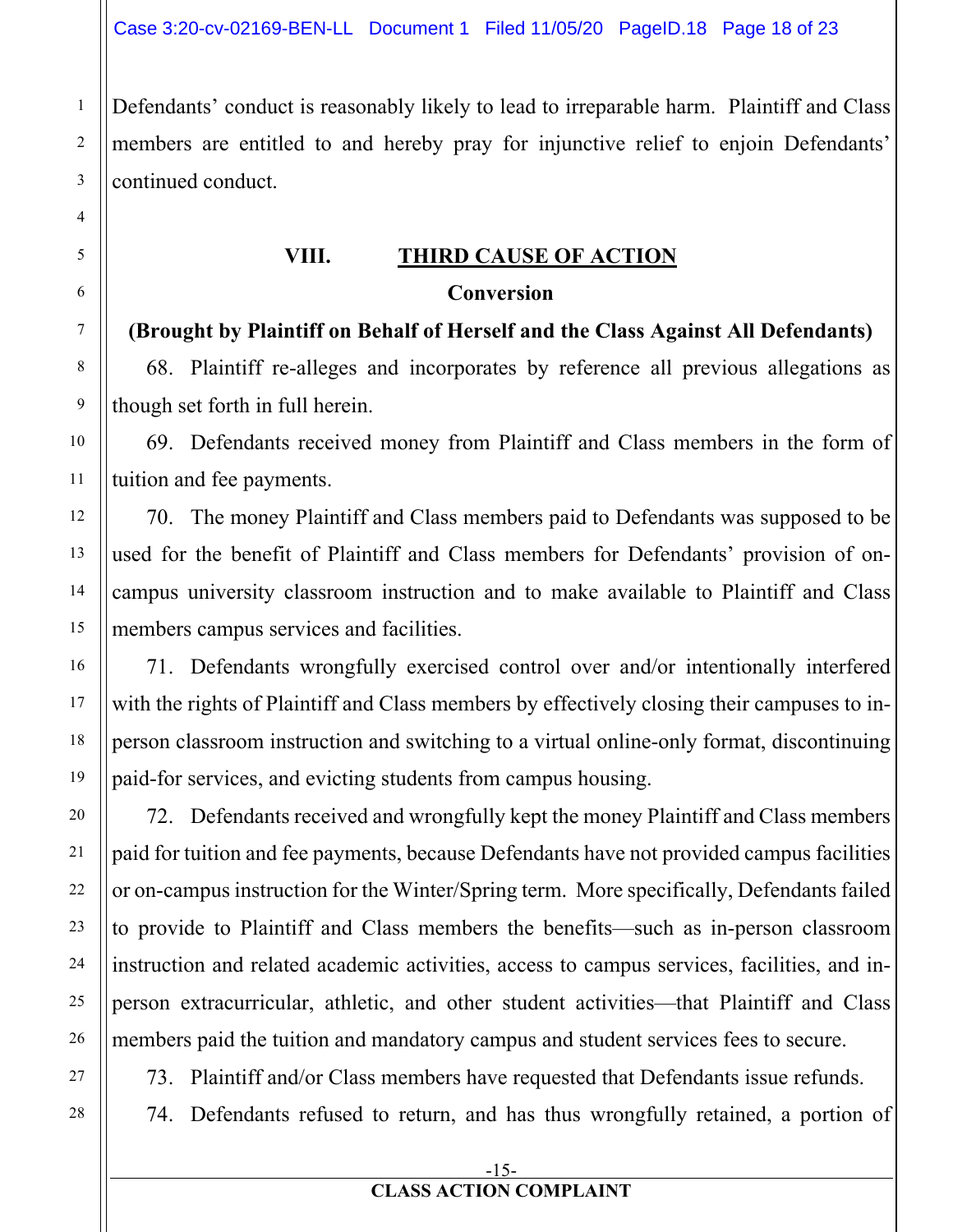Defendants' conduct is reasonably likely to lead to irreparable harm. Plaintiff and Class members are entitled to and hereby pray for injunctive relief to enjoin Defendants' continued conduct.

## VIII. THIRD CAUSE OF ACTION

### Conversion

**(Brought by Plaintiff on Behalf of Herself and the Class Against All Defendants)**

68. Plaintiff re-alleges and incorporates by reference all previous allegations as though set forth in full herein.

69. Defendants received money from Plaintiff and Class members in the form of tuition and fee payments.

70. The money Plaintiff and Class members paid to Defendants was supposed to be used for the benefit of Plaintiff and Class members for Defendants' provision of on-campus university classroom instruction and to make available to Plaintiff and Class members campus services and facilities.

71. Defendants wrongfully exercised control over and/or intentionally interfered with the rights of Plaintiff and Class members by effectively closing their campuses to in-person classroom instruction and switching to a virtual online-only format, discontinuing paid-for services, and evicting students from campus housing.

72. Defendants received and wrongfully kept the money Plaintiff and Class members paid for tuition and fee payments, because Defendants have not provided campus facilities or on-campus instruction for the Winter/Spring term. More specifically, Defendants failed to provide to Plaintiff and Class members the benefits—such as in-person classroom instruction and related academic activities, access to campus services, facilities, and in-person extracurricular, athletic, and other student activities—that Plaintiff and Class members paid the tuition and mandatory campus and student services fees to secure.

73. Plaintiff and/or Class members have requested that Defendants issue refunds.

74. Defendants refused to return, and has thus wrongfully retained, a portion of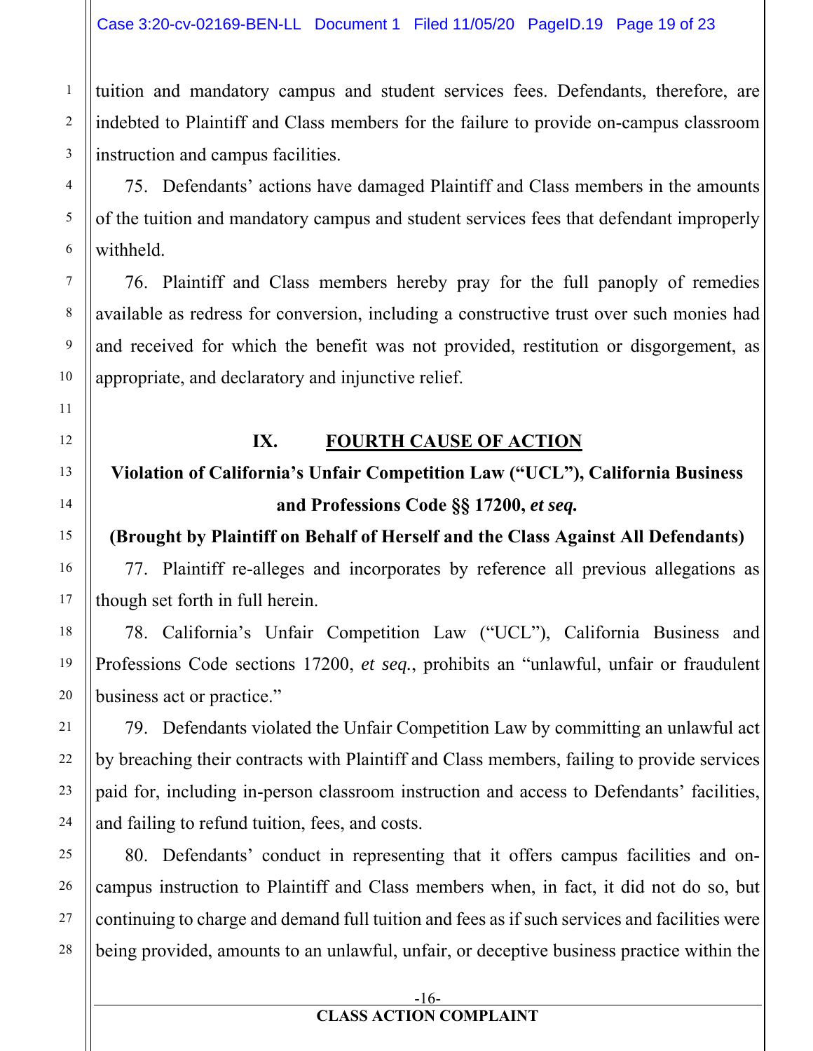tuition and mandatory campus and student services fees. Defendants, therefore, are indebted to Plaintiff and Class members for the failure to provide on-campus classroom instruction and campus facilities.

75. Defendants' actions have damaged Plaintiff and Class members in the amounts of the tuition and mandatory campus and student services fees that defendant improperly withheld.

76. Plaintiff and Class members hereby pray for the full panoply of remedies available as redress for conversion, including a constructive trust over such monies had and received for which the benefit was not provided, restitution or disgorgement, as appropriate, and declaratory and injunctive relief.

## IX. FOURTH CAUSE OF ACTION

### Violation of California's Unfair Competition Law ("UCL"), California Business and Professions Code §§ 17200, *et seq.*

**(Brought by Plaintiff on Behalf of Herself and the Class Against All Defendants)**

77. Plaintiff re-alleges and incorporates by reference all previous allegations as though set forth in full herein.

78. California's Unfair Competition Law ("UCL"), California Business and Professions Code sections 17200, *et seq.*, prohibits an "unlawful, unfair or fraudulent business act or practice."

79. Defendants violated the Unfair Competition Law by committing an unlawful act by breaching their contracts with Plaintiff and Class members, failing to provide services paid for, including in-person classroom instruction and access to Defendants' facilities, and failing to refund tuition, fees, and costs.

80. Defendants' conduct in representing that it offers campus facilities and on-campus instruction to Plaintiff and Class members when, in fact, it did not do so, but continuing to charge and demand full tuition and fees as if such services and facilities were being provided, amounts to an unlawful, unfair, or deceptive business practice within the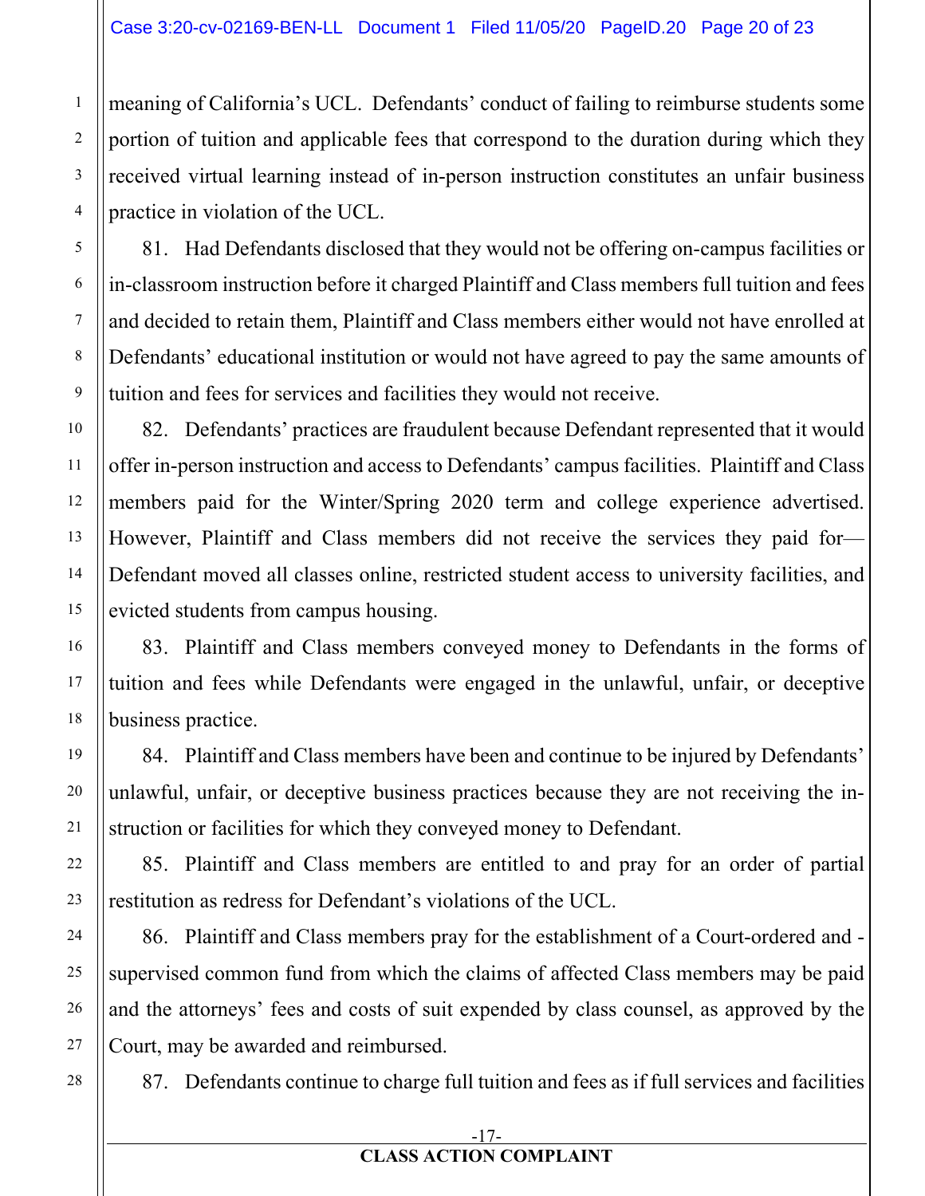meaning of California's UCL. Defendants' conduct of failing to reimburse students some portion of tuition and applicable fees that correspond to the duration during which they received virtual learning instead of in-person instruction constitutes an unfair business practice in violation of the UCL.

81. Had Defendants disclosed that they would not be offering on-campus facilities or in-classroom instruction before it charged Plaintiff and Class members full tuition and fees and decided to retain them, Plaintiff and Class members either would not have enrolled at Defendants' educational institution or would not have agreed to pay the same amounts of tuition and fees for services and facilities they would not receive.

82. Defendants' practices are fraudulent because Defendant represented that it would offer in-person instruction and access to Defendants' campus facilities. Plaintiff and Class members paid for the Winter/Spring 2020 term and college experience advertised. However, Plaintiff and Class members did not receive the services they paid for—Defendant moved all classes online, restricted student access to university facilities, and evicted students from campus housing.

83. Plaintiff and Class members conveyed money to Defendants in the forms of tuition and fees while Defendants were engaged in the unlawful, unfair, or deceptive business practice.

84. Plaintiff and Class members have been and continue to be injured by Defendants' unlawful, unfair, or deceptive business practices because they are not receiving the instruction or facilities for which they conveyed money to Defendant.

85. Plaintiff and Class members are entitled to and pray for an order of partial restitution as redress for Defendant's violations of the UCL.

86. Plaintiff and Class members pray for the establishment of a Court-ordered and -supervised common fund from which the claims of affected Class members may be paid and the attorneys' fees and costs of suit expended by class counsel, as approved by the Court, may be awarded and reimbursed.

87. Defendants continue to charge full tuition and fees as if full services and facilities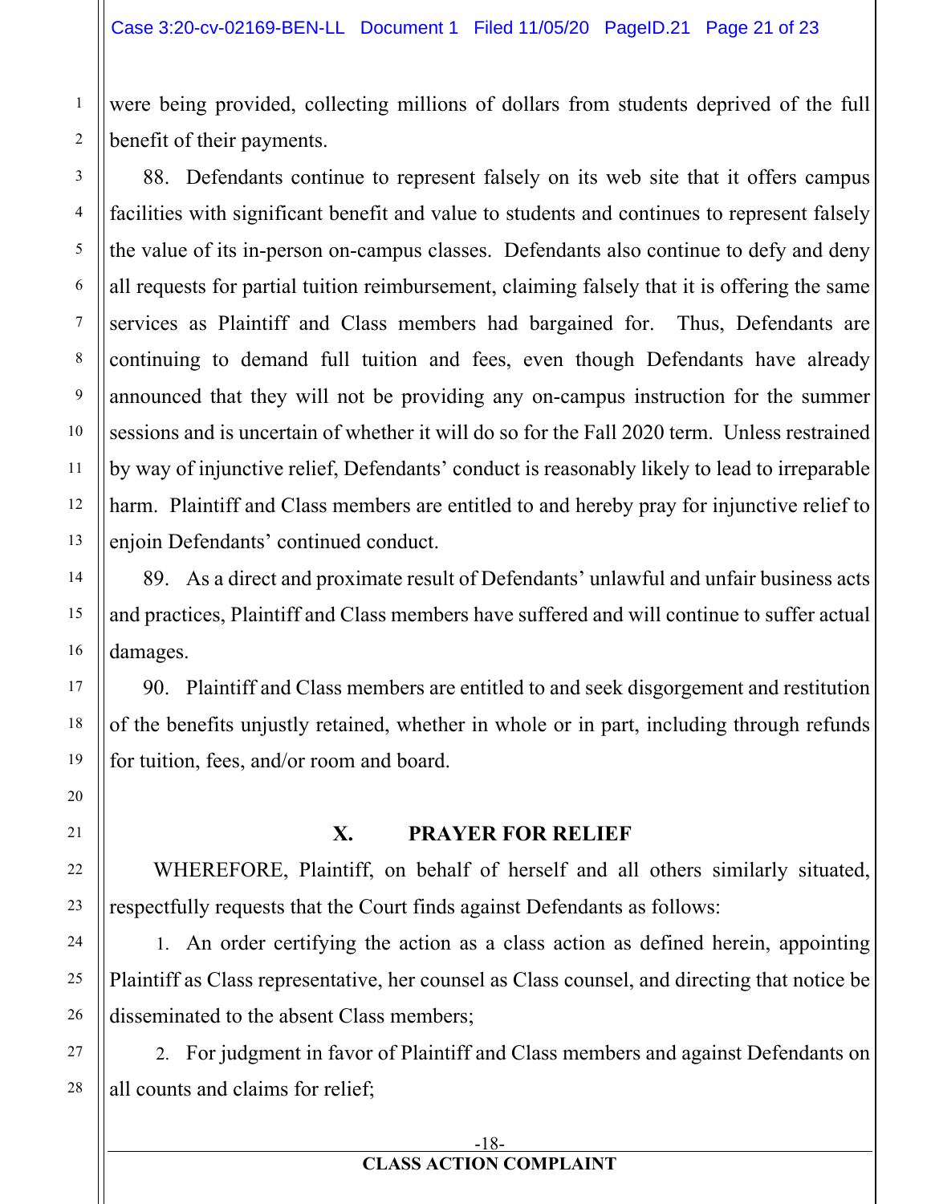were being provided, collecting millions of dollars from students deprived of the full benefit of their payments.

88. Defendants continue to represent falsely on its web site that it offers campus facilities with significant benefit and value to students and continues to represent falsely the value of its in-person on-campus classes. Defendants also continue to defy and deny all requests for partial tuition reimbursement, claiming falsely that it is offering the same services as Plaintiff and Class members had bargained for. Thus, Defendants are continuing to demand full tuition and fees, even though Defendants have already announced that they will not be providing any on-campus instruction for the summer sessions and is uncertain of whether it will do so for the Fall 2020 term. Unless restrained by way of injunctive relief, Defendants' conduct is reasonably likely to lead to irreparable harm. Plaintiff and Class members are entitled to and hereby pray for injunctive relief to enjoin Defendants' continued conduct.

89. As a direct and proximate result of Defendants' unlawful and unfair business acts and practices, Plaintiff and Class members have suffered and will continue to suffer actual damages.

90. Plaintiff and Class members are entitled to and seek disgorgement and restitution of the benefits unjustly retained, whether in whole or in part, including through refunds for tuition, fees, and/or room and board.

## X. PRAYER FOR RELIEF

WHEREFORE, Plaintiff, on behalf of herself and all others similarly situated, respectfully requests that the Court finds against Defendants as follows:

1. An order certifying the action as a class action as defined herein, appointing Plaintiff as Class representative, her counsel as Class counsel, and directing that notice be disseminated to the absent Class members;

2. For judgment in favor of Plaintiff and Class members and against Defendants on all counts and claims for relief;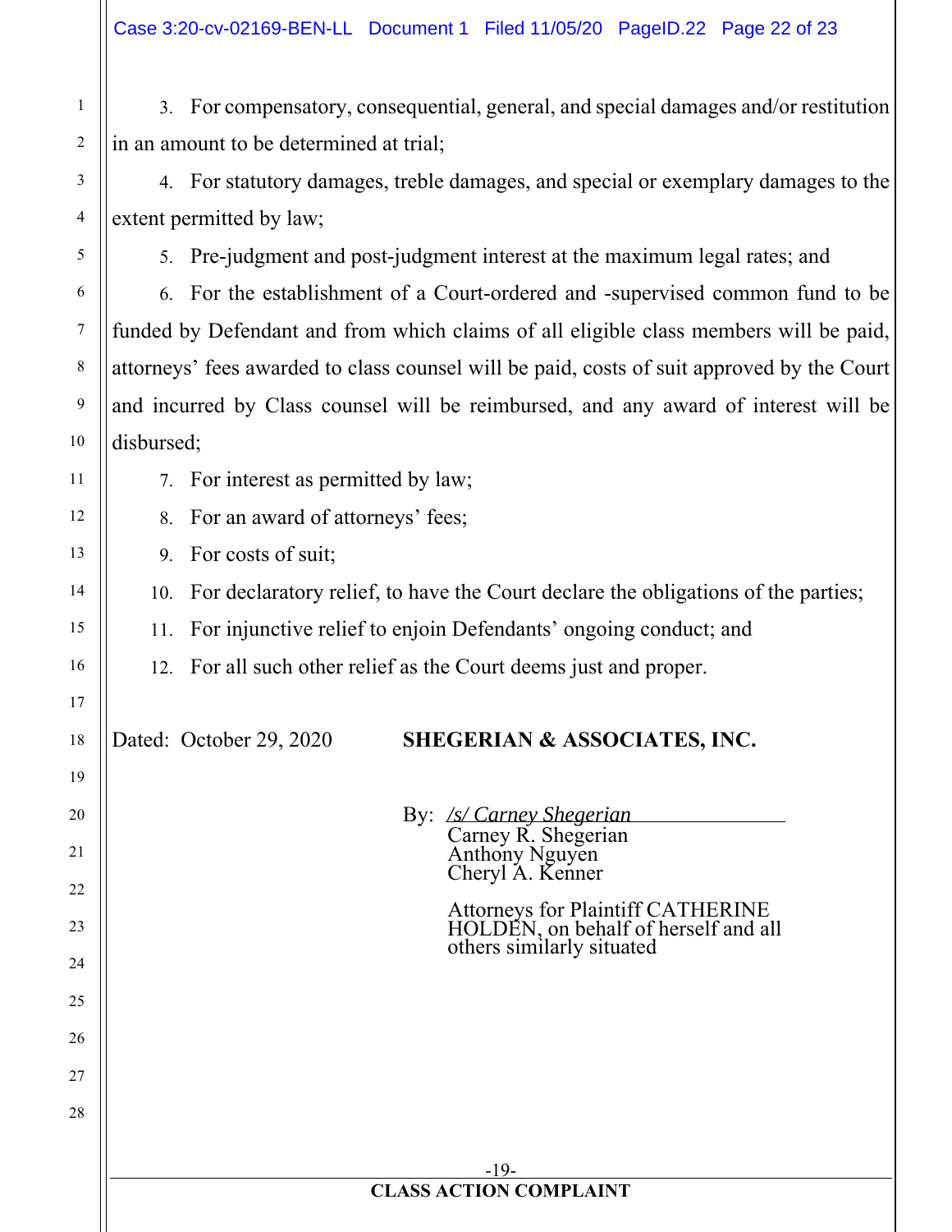3. For compensatory, consequential, general, and special damages and/or restitution in an amount to be determined at trial;

4. For statutory damages, treble damages, and special or exemplary damages to the extent permitted by law;

5. Pre-judgment and post-judgment interest at the maximum legal rates; and

6. For the establishment of a Court-ordered and -supervised common fund to be funded by Defendant and from which claims of all eligible class members will be paid, attorneys' fees awarded to class counsel will be paid, costs of suit approved by the Court and incurred by Class counsel will be reimbursed, and any award of interest will be disbursed;

7. For interest as permitted by law;

8. For an award of attorneys' fees;

9. For costs of suit;

10. For declaratory relief, to have the Court declare the obligations of the parties;

11. For injunctive relief to enjoin Defendants' ongoing conduct; and

12. For all such other relief as the Court deems just and proper.

Dated: October 29, 2020

**SHEGERIAN & ASSOCIATES, INC.**

By: */s/ Carney Shegerian*
Carney R. Shegerian
Anthony Nguyen
Cheryl A. Kenner

Attorneys for Plaintiff CATHERINE HOLDEN, on behalf of herself and all others similarly situated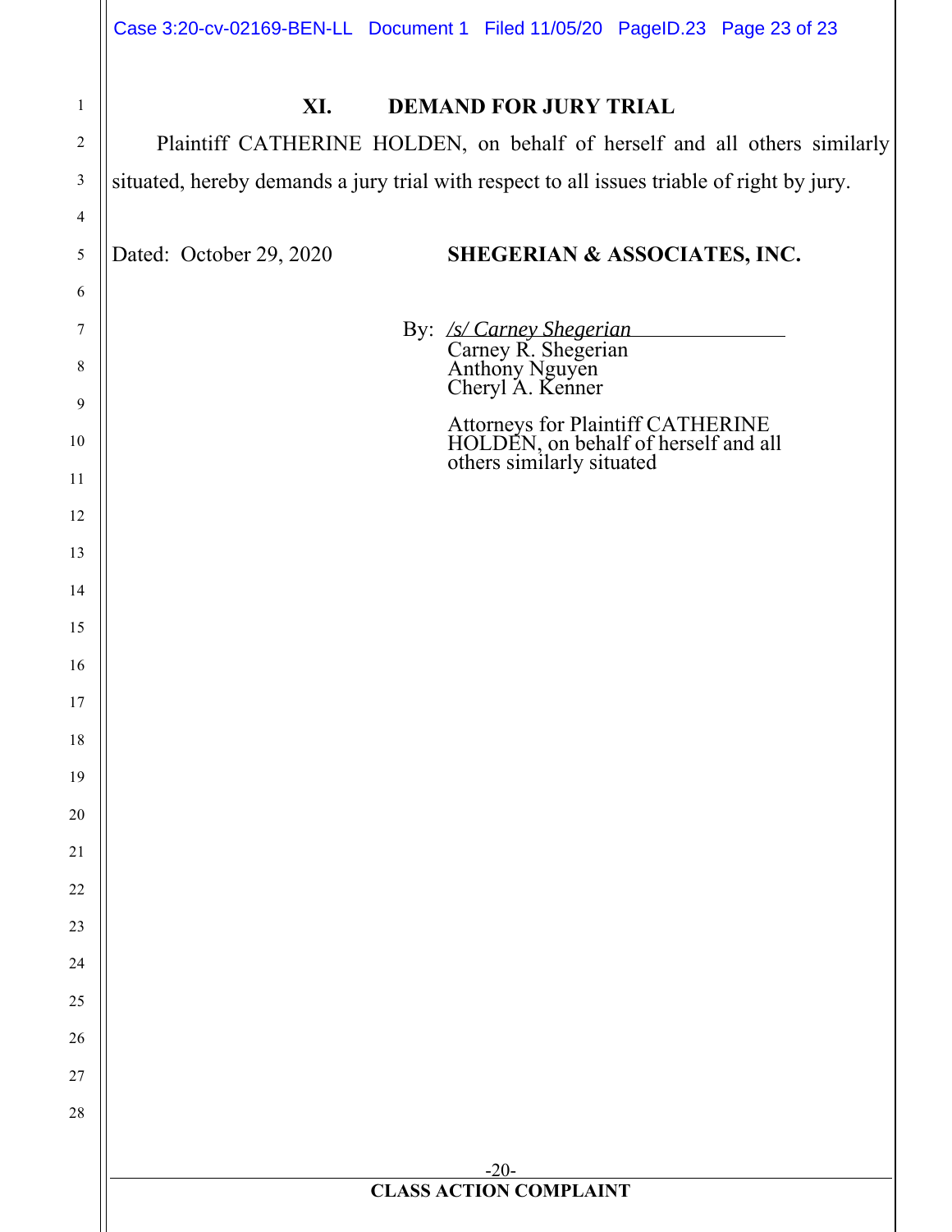## XI. DEMAND FOR JURY TRIAL

Plaintiff CATHERINE HOLDEN, on behalf of herself and all others similarly situated, hereby demands a jury trial with respect to all issues triable of right by jury.

Dated: October 29, 2020

**SHEGERIAN & ASSOCIATES, INC.**

By: */s/ Carney Shegerian*
Carney R. Shegerian
Anthony Nguyen
Cheryl A. Kenner

Attorneys for Plaintiff CATHERINE HOLDEN, on behalf of herself and all others similarly situated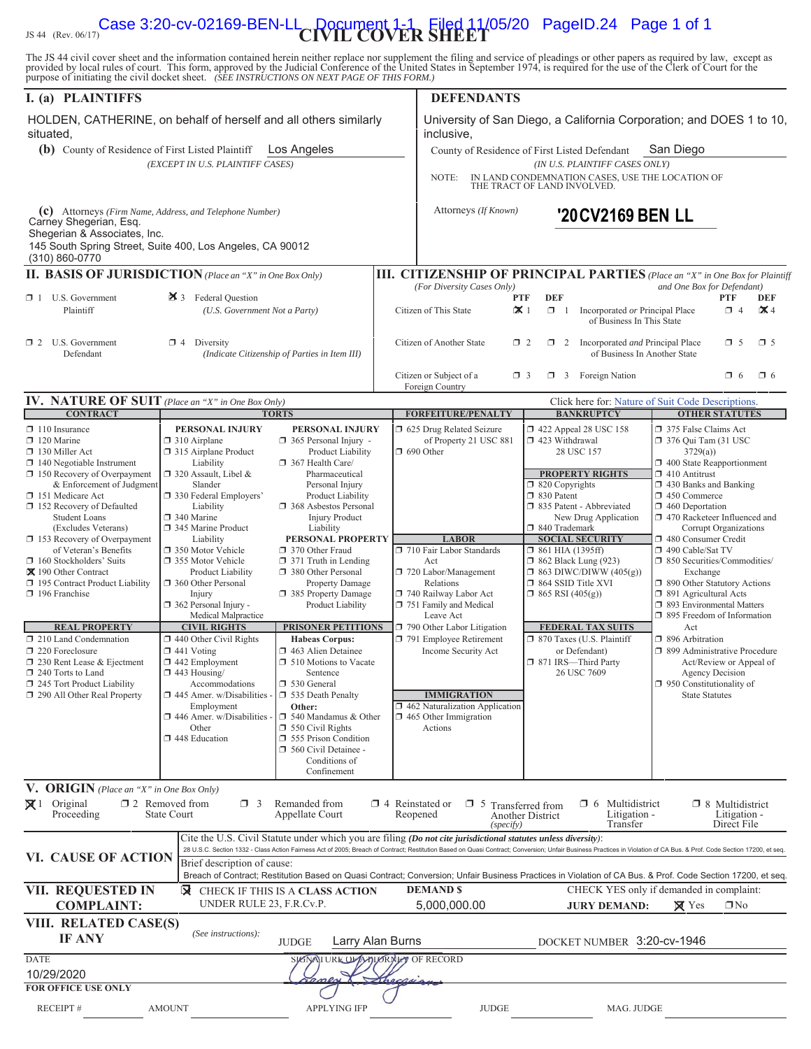JS 44 (Rev. 06/17)

# CIVIL COVER SHEET

The JS 44 civil cover sheet and the information contained herein neither replace nor supplement the filing and service of pleadings or other papers as required by law, except as provided by local rules of court. This form, approved by the Judicial Conference of the United States in September 1974, is required for the use of the Clerk of Court for the purpose of initiating the civil docket sheet. *(SEE INSTRUCTIONS ON NEXT PAGE OF THIS FORM.)*

## I. (a) PLAINTIFFS

HOLDEN, CATHERINE, on behalf of herself and all others similarly situated,

**(b)** County of Residence of First Listed Plaintiff: Los Angeles
*(EXCEPT IN U.S. PLAINTIFF CASES)*

**(c)** Attorneys *(Firm Name, Address, and Telephone Number)*
Carney Shegerian, Esq.
Shegerian & Associates, Inc.
145 South Spring Street, Suite 400, Los Angeles, CA 90012
(310) 860-0770

## DEFENDANTS

University of San Diego, a California Corporation; and DOES 1 to 10, inclusive,

County of Residence of First Listed Defendant: San Diego
*(IN U.S. PLAINTIFF CASES ONLY)*

NOTE: IN LAND CONDEMNATION CASES, USE THE LOCATION OF THE TRACT OF LAND INVOLVED.

Attorneys *(If Known)*

**'20CV2169 BEN LL**

## II. BASIS OF JURISDICTION *(Place an "X" in One Box Only)*

- ☐ 1 U.S. Government Plaintiff
- ☒ 3 Federal Question (U.S. Government Not a Party)
- ☐ 2 U.S. Government Defendant
- ☐ 4 Diversity (Indicate Citizenship of Parties in Item III)

## III. CITIZENSHIP OF PRINCIPAL PARTIES *(Place an "X" in One Box for Plaintiff and One Box for Defendant)* *(For Diversity Cases Only)*

| | PTF | DEF | | PTF | DEF |
|---|---|---|---|---|---|
| Citizen of This State | ☒ 1 | ☐ 1 | Incorporated *or* Principal Place of Business In This State | ☐ 4 | ☒ 4 |
| Citizen of Another State | ☐ 2 | ☐ 2 | Incorporated *and* Principal Place of Business In Another State | ☐ 5 | ☐ 5 |
| Citizen or Subject of a Foreign Country | ☐ 3 | ☐ 3 | Foreign Nation | ☐ 6 | ☐ 6 |

## IV. NATURE OF SUIT *(Place an "X" in One Box Only)*

Click here for: Nature of Suit Code Descriptions.

**CONTRACT**
- ☐ 110 Insurance
- ☐ 120 Marine
- ☐ 130 Miller Act
- ☐ 140 Negotiable Instrument
- ☐ 150 Recovery of Overpayment & Enforcement of Judgment
- ☐ 151 Medicare Act
- ☐ 152 Recovery of Defaulted Student Loans (Excludes Veterans)
- ☐ 153 Recovery of Overpayment of Veteran's Benefits
- ☐ 160 Stockholders' Suits
- ☒ 190 Other Contract
- ☐ 195 Contract Product Liability
- ☐ 196 Franchise

**REAL PROPERTY**
- ☐ 210 Land Condemnation
- ☐ 220 Foreclosure
- ☐ 230 Rent Lease & Ejectment
- ☐ 240 Torts to Land
- ☐ 245 Tort Product Liability
- ☐ 290 All Other Real Property

**TORTS — PERSONAL INJURY**
- ☐ 310 Airplane
- ☐ 315 Airplane Product Liability
- ☐ 320 Assault, Libel & Slander
- ☐ 330 Federal Employers' Liability
- ☐ 340 Marine
- ☐ 345 Marine Product Liability
- ☐ 350 Motor Vehicle
- ☐ 355 Motor Vehicle Product Liability
- ☐ 360 Other Personal Injury
- ☐ 362 Personal Injury - Medical Malpractice

**PERSONAL INJURY**
- ☐ 365 Personal Injury - Product Liability
- ☐ 367 Health Care/ Pharmaceutical Personal Injury Product Liability
- ☐ 368 Asbestos Personal Injury Product Liability

**PERSONAL PROPERTY**
- ☐ 370 Other Fraud
- ☐ 371 Truth in Lending
- ☐ 380 Other Personal Property Damage
- ☐ 385 Property Damage Product Liability

**CIVIL RIGHTS**
- ☐ 440 Other Civil Rights
- ☐ 441 Voting
- ☐ 442 Employment
- ☐ 443 Housing/ Accommodations
- ☐ 445 Amer. w/Disabilities - Employment
- ☐ 446 Amer. w/Disabilities - Other
- ☐ 448 Education

**PRISONER PETITIONS**
Habeas Corpus:
- ☐ 463 Alien Detainee
- ☐ 510 Motions to Vacate Sentence
- ☐ 530 General
- ☐ 535 Death Penalty

Other:
- ☐ 540 Mandamus & Other
- ☐ 550 Civil Rights
- ☐ 555 Prison Condition
- ☐ 560 Civil Detainee - Conditions of Confinement

**FORFEITURE/PENALTY**
- ☐ 625 Drug Related Seizure of Property 21 USC 881
- ☐ 690 Other

**LABOR**
- ☐ 710 Fair Labor Standards Act
- ☐ 720 Labor/Management Relations
- ☐ 740 Railway Labor Act
- ☐ 751 Family and Medical Leave Act
- ☐ 790 Other Labor Litigation
- ☐ 791 Employee Retirement Income Security Act

**IMMIGRATION**
- ☐ 462 Naturalization Application
- ☐ 465 Other Immigration Actions

**BANKRUPTCY**
- ☐ 422 Appeal 28 USC 158
- ☐ 423 Withdrawal 28 USC 157

**PROPERTY RIGHTS**
- ☐ 820 Copyrights
- ☐ 830 Patent
- ☐ 835 Patent - Abbreviated New Drug Application
- ☐ 840 Trademark

**SOCIAL SECURITY**
- ☐ 861 HIA (1395ff)
- ☐ 862 Black Lung (923)
- ☐ 863 DIWC/DIWW (405(g))
- ☐ 864 SSID Title XVI
- ☐ 865 RSI (405(g))

**FEDERAL TAX SUITS**
- ☐ 870 Taxes (U.S. Plaintiff or Defendant)
- ☐ 871 IRS—Third Party 26 USC 7609

**OTHER STATUTES**
- ☐ 375 False Claims Act
- ☐ 376 Qui Tam (31 USC 3729(a))
- ☐ 400 State Reapportionment
- ☐ 410 Antitrust
- ☐ 430 Banks and Banking
- ☐ 450 Commerce
- ☐ 460 Deportation
- ☐ 470 Racketeer Influenced and Corrupt Organizations
- ☐ 480 Consumer Credit
- ☐ 490 Cable/Sat TV
- ☐ 850 Securities/Commodities/ Exchange
- ☐ 890 Other Statutory Actions
- ☐ 891 Agricultural Acts
- ☐ 893 Environmental Matters
- ☐ 895 Freedom of Information Act
- ☐ 896 Arbitration
- ☐ 899 Administrative Procedure Act/Review or Appeal of Agency Decision
- ☐ 950 Constitutionality of State Statutes

## V. ORIGIN *(Place an "X" in One Box Only)*

- ☒ 1 Original Proceeding
- ☐ 2 Removed from State Court
- ☐ 3 Remanded from Appellate Court
- ☐ 4 Reinstated or Reopened
- ☐ 5 Transferred from Another District *(specify)*
- ☐ 6 Multidistrict Litigation - Transfer
- ☐ 8 Multidistrict Litigation - Direct File

## VI. CAUSE OF ACTION

Cite the U.S. Civil Statute under which you are filing *(Do not cite jurisdictional statutes unless diversity)*:
28 U.S.C. Section 1332 - Class Action Fairness Act of 2005; Breach of Contract; Restitution Based on Quasi Contract; Conversion; Unfair Business Practices in Violation of CA Bus. & Prof. Code Section 17200, et seq.

Brief description of cause:
Breach of Contract; Restitution Based on Quasi Contract; Conversion; Unfair Business Practices in Violation of CA Bus. & Prof. Code Section 17200, et seq.

## VII. REQUESTED IN COMPLAINT:

☒ CHECK IF THIS IS A CLASS ACTION UNDER RULE 23, F.R.Cv.P.

DEMAND $ 5,000,000.00

CHECK YES only if demanded in complaint: JURY DEMAND: ☒ Yes ☐ No

## VIII. RELATED CASE(S) IF ANY

*(See instructions):* JUDGE Larry Alan Burns DOCKET NUMBER 3:20-cv-1946

DATE: 10/29/2020

SIGNATURE OF ATTORNEY OF RECORD: [signature]

**FOR OFFICE USE ONLY**

RECEIPT # AMOUNT APPLYING IFP JUDGE MAG. JUDGE